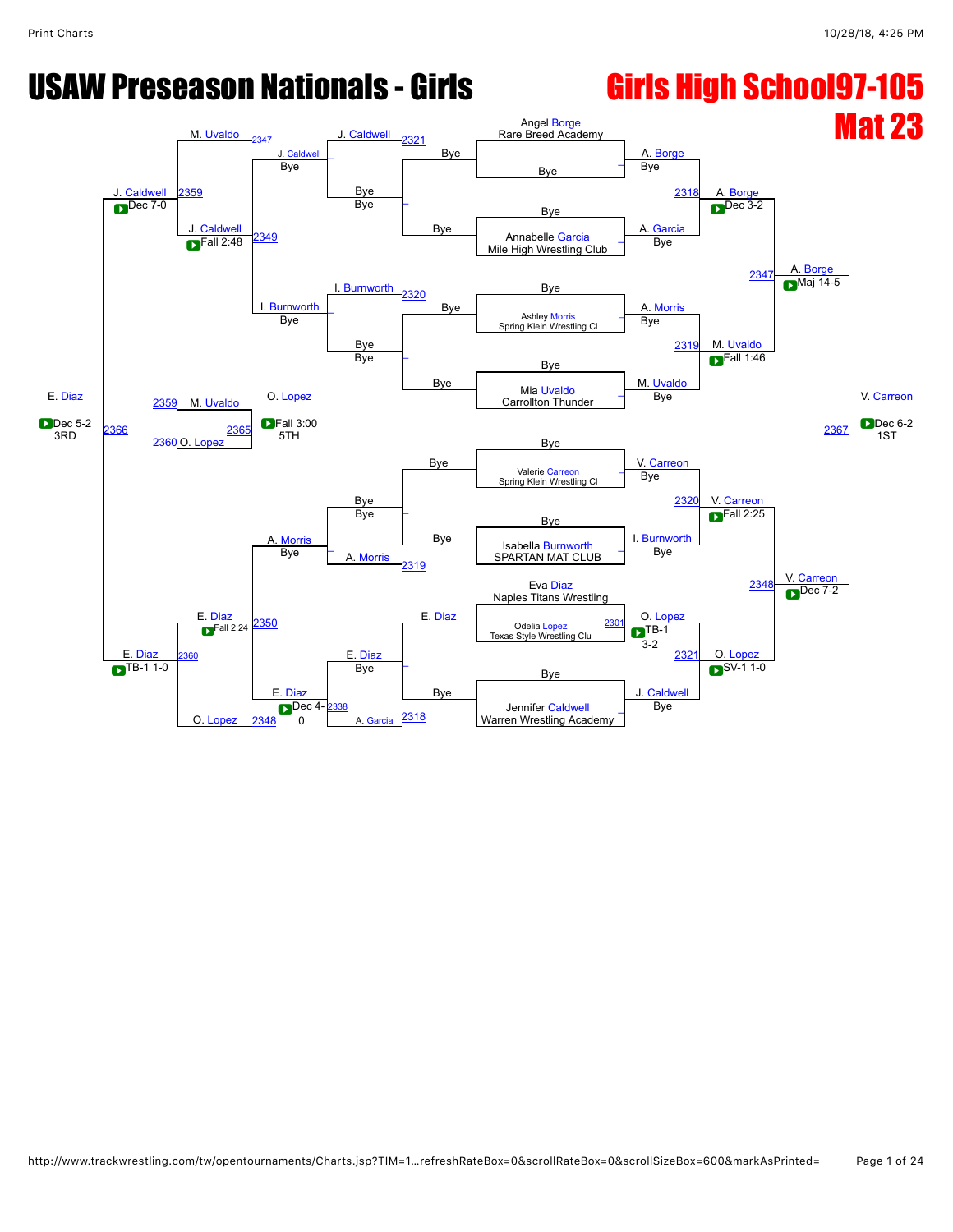# USAW Preseason Nationals - Girls

## Girls High School97-105

## Mat 23

### Championship Bracket

**First round / Byes**

- Angel Borge (Rare Breed Academy) – Bye
- Annabelle Garcia (Mile High Wrestling Club) – Bye
- Ashley Morris (Spring Klein Wrestling Cl) – Bye
- Mia Uvaldo (Carrollton Thunder) – Bye
- Valerie Carreon (Spring Klein Wrestling Cl) – Bye
- Isabella Burnworth (SPARTAN MAT CLUB) – Bye
- Eva Diaz (Naples Titans Wrestling)
- Odelia Lopez (Texas Style Wrestling Clu) – Match 2301: O. Lopez, TB-1 3-2
- Jennifer Caldwell (Warren Wrestling Academy) – Bye

**Quarterfinals**

- 2318: A. Borge over A. Garcia, Dec 3-2
- 2319: M. Uvaldo over A. Morris, Fall 1:46
- 2320: V. Carreon over I. Burnworth, Fall 2:25
- 2321: O. Lopez over J. Caldwell, SV-1 1-0

**Semifinals**

- 2347: A. Borge over M. Uvaldo, Maj 14-5
- 2348: V. Carreon over O. Lopez, Dec 7-2

**Final**

- 2367: V. Carreon over A. Borge, Dec 6-2 — 1ST

### Consolation Bracket

- 2321: J. Caldwell – Bye
- 2320: I. Burnworth – Bye
- 2319: A. Morris – Bye
- 2318: A. Garcia
- 2338: E. Diaz over A. Garcia, Dec 4-0
- 2347: M. Uvaldo; J. Caldwell – Bye
- 2349: J. Caldwell over I. Burnworth, Fall 2:48
- 2350: E. Diaz over A. Morris, Fall 2:24
- 2348: O. Lopez
- 2359: J. Caldwell over M. Uvaldo, Dec 7-0
- 2360: E. Diaz over O. Lopez, TB-1 1-0
- 2366: E. Diaz over J. Caldwell, Dec 5-2 — 3RD
- 2365: O. Lopez over M. Uvaldo, Fall 3:00 — 5TH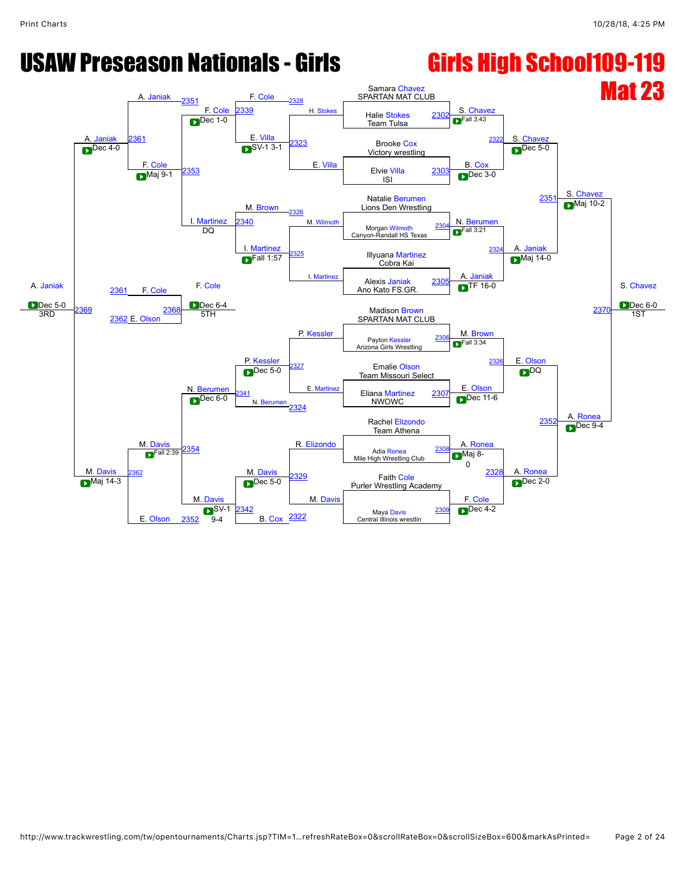# USAW Preseason Nationals - Girls

## Girls High School109-119

## Mat 23

### Championship Bracket

**First Round**

| Bout | Wrestler | Team | Winner | Result |
|---|---|---|---|---|
| 2302 | Samara Chavez | SPARTAN MAT CLUB | S. Chavez | Fall 3:43 |
| | Halie Stokes | Team Tulsa | | |
| 2303 | Brooke Cox | Victory wrestling | B. Cox | Dec 3-0 |
| | Elvie Villa | ISI | | |
| 2304 | Natalie Berumen | Lions Den Wrestling | N. Berumen | Fall 3:21 |
| | Morgan Wilmoth | Canyon-Randall HS Texas | | |
| 2305 | Illyuana Martinez | Cobra Kai | A. Janiak | TF 16-0 |
| | Alexis Janiak | Ano Kato FS.GR. | | |
| 2306 | Madison Brown | SPARTAN MAT CLUB | M. Brown | Fall 3:34 |
| | Payton Kessler | Arizona Girls Wrestling | | |
| 2307 | Emalie Olson | Team Missouri Select | E. Olson | Dec 11-6 |
| | Eliana Martinez | NWOWC | | |
| 2308 | Rachel Elizondo | Team Athena | A. Ronea | Maj 8-0 |
| | Adia Ronea | Mile High Wrestling Club | | |
| 2309 | Faith Cole | Purler Wrestling Academy | F. Cole | Dec 4-2 |
| | Maya Davis | Central Illinois wrestlin | | |

**Quarterfinals**

| Bout | Wrestlers | Winner | Result |
|---|---|---|---|
| 2322 | S. Chavez vs. B. Cox | S. Chavez | Dec 5-0 |
| 2324 | N. Berumen vs. A. Janiak | A. Janiak | Maj 14-0 |
| 2326 | M. Brown vs. E. Olson | E. Olson | DQ |
| 2328 | A. Ronea vs. F. Cole | A. Ronea | Dec 2-0 |

**Semifinals**

| Bout | Wrestlers | Winner | Result |
|---|---|---|---|
| 2351 | S. Chavez vs. A. Janiak | S. Chavez | Maj 10-2 |
| 2352 | E. Olson vs. A. Ronea | A. Ronea | Dec 9-4 |

**Final**

| Bout | Wrestlers | Winner | Result | Place |
|---|---|---|---|---|
| 2370 | S. Chavez vs. A. Ronea | S. Chavez | Dec 6-0 | 1ST |

### Consolation Bracket

**Consolation Round 1**

| Bout | Wrestlers | Winner | Result |
|---|---|---|---|
| 2328 | H. Stokes vs. F. Cole | F. Cole | |
| 2323 | E. Villa | E. Villa | |
| 2326 | M. Wilmoth vs. M. Brown | M. Brown | |
| 2325 | I. Martinez | I. Martinez | |
| 2327 | P. Kessler | P. Kessler | |
| 2324 | E. Martinez vs. N. Berumen | N. Berumen | |
| 2329 | R. Elizondo | R. Elizondo | |
| 2322 | M. Davis vs. B. Cox | M. Davis | |

**Consolation Round 2**

| Bout | Wrestlers | Winner | Result |
|---|---|---|---|
| 2339 | F. Cole vs. E. Villa | F. Cole | Dec 1-0 |
| 2323 | F. Cole vs. E. Villa | E. Villa | SV-1 3-1 |
| 2340 | M. Brown vs. I. Martinez | I. Martinez | DQ |
| 2325 | M. Wilmoth vs. I. Martinez | I. Martinez | Fall 1:57 |
| 2327 | P. Kessler vs. E. Martinez | P. Kessler | Dec 5-0 |
| 2341 | P. Kessler vs. N. Berumen | N. Berumen | Dec 6-0 |
| 2329 | R. Elizondo vs. M. Davis | M. Davis | Dec 5-0 |
| 2342 | M. Davis vs. B. Cox | M. Davis | SV-1 9-4 |

**Consolation Round 3**

| Bout | Wrestlers | Winner | Result |
|---|---|---|---|
| 2351 | A. Janiak vs. F. Cole | A. Janiak | |
| 2353 | F. Cole vs. I. Martinez | F. Cole | Maj 9-1 |
| 2354 | N. Berumen vs. M. Davis | M. Davis | Fall 2:39 |
| 2352 | E. Olson | | |

**Consolation Semifinals**

| Bout | Wrestlers | Winner | Result |
|---|---|---|---|
| 2361 | A. Janiak vs. F. Cole | A. Janiak | Dec 4-0 |
| 2362 | M. Davis vs. E. Olson | M. Davis | Maj 14-3 |

**3rd Place**

| Bout | Wrestlers | Winner | Result | Place |
|---|---|---|---|---|
| 2369 | A. Janiak vs. M. Davis | A. Janiak | Dec 5-0 | 3RD |

**5th Place**

| Bout | Wrestlers | Winner | Result | Place |
|---|---|---|---|---|
| 2368 | F. Cole (2361) vs. E. Olson (2362) | F. Cole | Dec 6-4 | 5TH |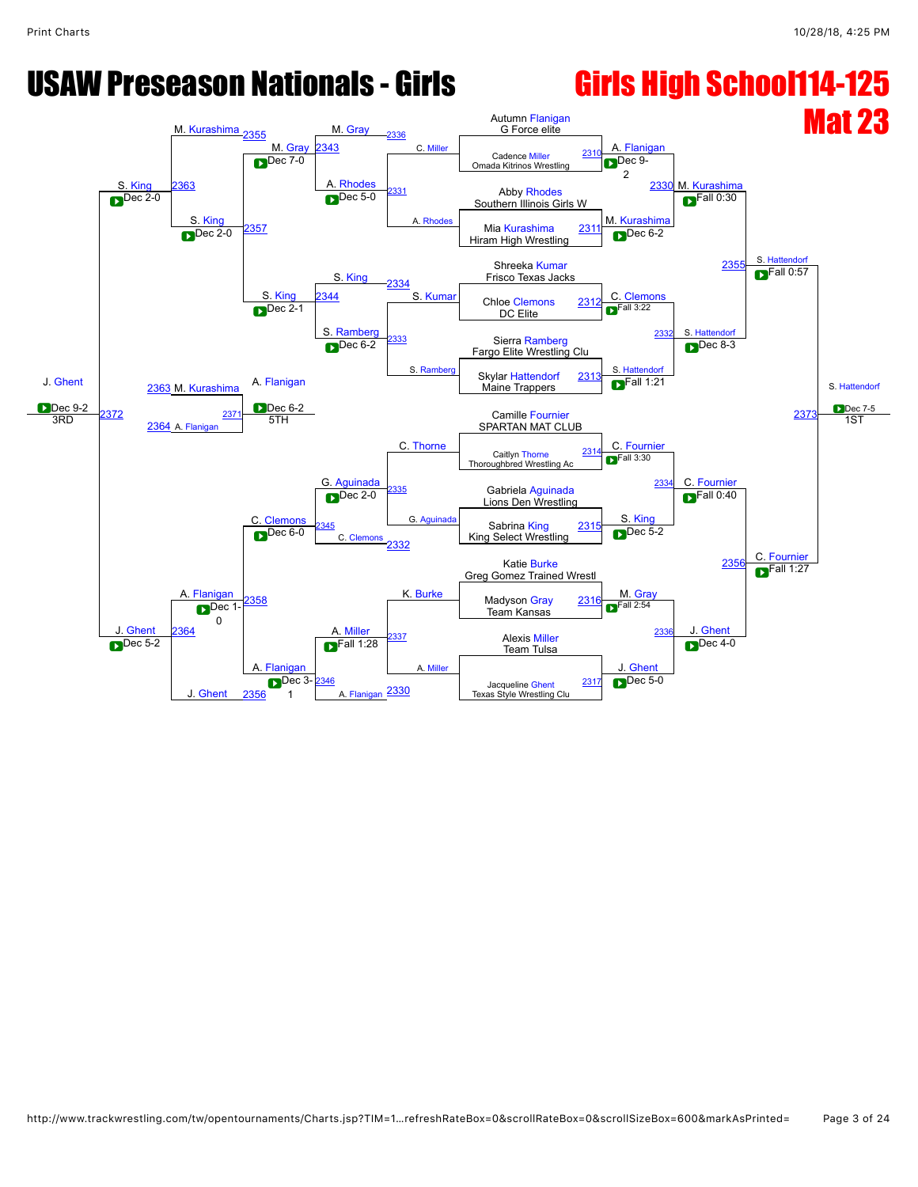# USAW Preseason Nationals - Girls

# Girls High School114-125

# Mat 23

## Championship Bracket

| Match | Wrestler 1 | Wrestler 2 | Winner | Result |
|---|---|---|---|---|
| 2310 | Autumn Flanigan (G Force elite) | Cadence Miller (Omada Kitrinos Wrestling) | A. Flanigan | Dec 9-2 |
| 2311 | Abby Rhodes (Southern Illinois Girls W) | Mia Kurashima (Hiram High Wrestling) | M. Kurashima | Dec 6-2 |
| 2312 | Shreeka Kumar (Frisco Texas Jacks) | Chloe Clemons (DC Elite) | C. Clemons | Fall 3:22 |
| 2313 | Sierra Ramberg (Fargo Elite Wrestling Clu) | Skylar Hattendorf (Maine Trappers) | S. Hattendorf | Fall 1:21 |
| 2314 | Camille Fournier (SPARTAN MAT CLUB) | Caitlyn Thorne (Thoroughbred Wrestling Ac) | C. Fournier | Fall 3:30 |
| 2315 | Gabriela Aguinada (Lions Den Wrestling) | Sabrina King (King Select Wrestling) | S. King | Dec 5-2 |
| 2316 | Katie Burke (Greg Gomez Trained Wrestl) | Madyson Gray (Team Kansas) | M. Gray | Fall 2:54 |
| 2317 | Alexis Miller (Team Tulsa) | Jacqueline Ghent (Texas Style Wrestling Clu) | J. Ghent | Dec 5-0 |
| 2330 | A. Flanigan | M. Kurashima | M. Kurashima | Fall 0:30 |
| 2332 | C. Clemons | S. Hattendorf | S. Hattendorf | Dec 8-3 |
| 2334 | C. Fournier | S. King | C. Fournier | Fall 0:40 |
| 2336 | M. Gray | J. Ghent | J. Ghent | Dec 4-0 |
| 2355 | M. Kurashima | S. Hattendorf | S. Hattendorf | Fall 0:57 |
| 2356 | C. Fournier | J. Ghent | C. Fournier | Fall 1:27 |
| 2373 | S. Hattendorf | C. Fournier | S. Hattendorf | Dec 7-5 (1ST) |

## Consolation Bracket

| Match | Wrestler 1 | Wrestler 2 | Winner | Result |
|---|---|---|---|---|
| 2331 | C. Miller | A. Rhodes | A. Rhodes | Dec 5-0 |
| 2333 | S. Kumar | S. Ramberg | S. Ramberg | Dec 6-2 |
| 2335 | C. Thorne | G. Aguinada | G. Aguinada | Dec 2-0 |
| 2337 | K. Burke | A. Miller | A. Miller | Fall 1:28 |
| 2343 | M. Gray | A. Rhodes | M. Gray | Dec 7-0 |
| 2344 | S. King | S. Ramberg | S. King | Dec 2-1 |
| 2345 | G. Aguinada | C. Clemons | C. Clemons | Dec 6-0 |
| 2346 | A. Miller | A. Flanigan | A. Flanigan | Dec 3-1 |
| 2357 | M. Gray | S. King | S. King | Dec 2-0 |
| 2358 | C. Clemons | A. Flanigan | A. Flanigan | Dec 1-0 |
| 2363 | M. Kurashima | S. King | S. King | Dec 2-0 |
| 2364 | A. Flanigan | J. Ghent | J. Ghent | Dec 5-2 |
| 2372 | S. King | J. Ghent | J. Ghent | Dec 9-2 (3RD) |
| 2371 | M. Kurashima | A. Flanigan | A. Flanigan | Dec 6-2 (5TH) |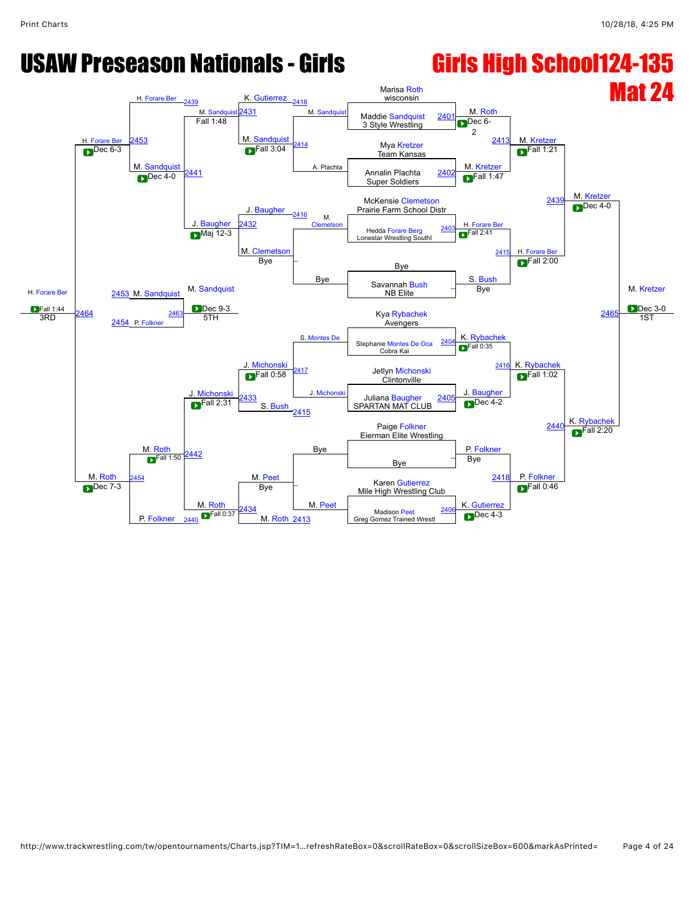# USAW Preseason Nationals - Girls

## Girls High School124-135

## Mat 24

### Championship Bracket

| Wrestler | Team |
| --- | --- |
| Marisa Roth | wisconsin |
| Maddie Sandquist | 3 Style Wrestling |
| Mya Kretzer | Team Kansas |
| Annalin Plachta | Super Soldiers |
| McKensie Clemetson | Prairie Farm School Distr |
| Hedda Forare Berg | Lonestar Wrestling Southl |
| Bye | |
| Savannah Bush | NB Elite |
| Kya Rybachek | Avengers |
| Stephanie Montes De Oca | Cobra Kai |
| Jetlyn Michonski | Clintonville |
| Juliana Baugher | SPARTAN MAT CLUB |
| Paige Folkner | Eierman Elite Wrestling |
| Bye | |
| Karen Gutierrez | Mile High Wrestling Club |
| Madison Peet | Greg Gomez Trained Wrestl |

**Round 1**

- 2401: M. Roth def. M. Sandquist — Dec 6-2
- 2402: M. Kretzer def. A. Plachta — Fall 1:47
- 2403: H. Forare Ber def. M. Clemetson — Fall 2:41
- S. Bush — Bye
- 2404: K. Rybachek def. S. Montes De — Fall 0:35
- 2405: J. Baugher def. J. Michonski — Dec 4-2
- P. Folkner — Bye
- 2406: K. Gutierrez def. M. Peet — Dec 4-3

**Quarterfinals**

- 2413: M. Kretzer def. M. Roth — Fall 1:21
- 2415: H. Forare Ber def. S. Bush — Fall 2:00
- 2416: K. Rybachek def. J. Baugher — Fall 1:02
- 2418: P. Folkner def. K. Gutierrez — Fall 0:46

**Semifinals**

- 2439: M. Kretzer def. H. Forare Ber — Dec 4-0
- 2440: K. Rybachek def. P. Folkner — Fall 2:20

**Final**

- 2465: M. Kretzer def. K. Rybachek — Dec 3-0 — 1ST: M. Kretzer

### Consolation Bracket

- 2414: M. Sandquist def. A. Plachta — Fall 3:04
- 2416: J. Baugher def. M. Clemetson
- M. Clemetson — Bye
- 2417: J. Michonski def. S. Montes De — Fall 0:58
- 2415: S. Bush def. J. Michonski
- M. Peet — Bye
- 2413: M. Roth def. M. Peet
- 2431: M. Sandquist def. K. Gutierrez (2418) — Fall 1:48
- 2432: J. Baugher def. M. Clemetson — Maj 12-3
- 2433: J. Michonski def. S. Bush — Fall 2:31
- 2434: M. Roth def. M. Peet — Fall 0:37
- 2441: M. Sandquist def. J. Baugher — Dec 4-0
- 2442: M. Roth def. J. Michonski — Fall 1:50
- 2453: H. Forare Ber (2439) def. M. Sandquist — Dec 6-3
- 2454: M. Roth def. P. Folkner (2440) — Dec 7-3
- 2464: H. Forare Ber def. M. Roth — Fall 1:44 — 3RD: H. Forare Ber
- 2463: M. Sandquist def. P. Folkner — Dec 9-3 — 5TH: M. Sandquist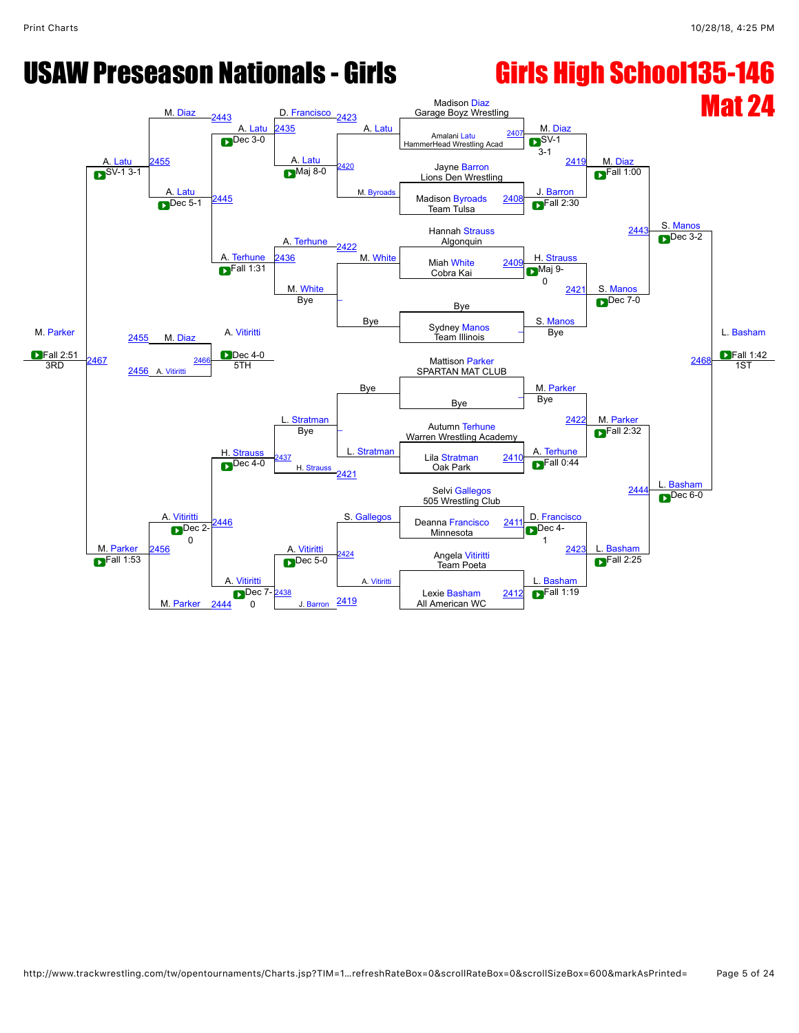# USAW Preseason Nationals - Girls

# Girls High School135-146

# Mat 24

## Championship Bracket

| Bout | Wrestler 1 | Wrestler 2 | Winner | Result |
|---|---|---|---|---|
| 2407 | Madison Diaz (Garage Boyz Wrestling) | Amalani Latu (HammerHead Wrestling Acad) | M. Diaz | SV-1 3-1 |
| 2408 | Jayne Barron (Lions Den Wrestling) | Madison Byroads (Team Tulsa) | J. Barron | Fall 2:30 |
| 2409 | Hannah Strauss (Algonquin) | Miah White (Cobra Kai) | H. Strauss | Maj 9-0 |
| – | Bye | Sydney Manos (Team Illinois) | S. Manos | Bye |
| – | Mattison Parker (SPARTAN MAT CLUB) | Bye | M. Parker | Bye |
| 2410 | Autumn Terhune (Warren Wrestling Academy) | Lila Stratman (Oak Park) | A. Terhune | Fall 0:44 |
| 2411 | Selvi Gallegos (505 Wrestling Club) | Deanna Francisco (Minnesota) | D. Francisco | Dec 4-1 |
| 2412 | Angela Vitiritti (Team Poeta) | Lexie Basham (All American WC) | L. Basham | Fall 1:19 |
| 2419 | M. Diaz | J. Barron | M. Diaz | Fall 1:00 |
| 2421 | H. Strauss | S. Manos | S. Manos | Dec 7-0 |
| 2422 | M. Parker | A. Terhune | M. Parker | Fall 2:32 |
| 2423 | D. Francisco | L. Basham | L. Basham | Fall 2:25 |
| 2443 | M. Diaz | S. Manos | S. Manos | Dec 3-2 |
| 2444 | M. Parker | L. Basham | L. Basham | Dec 6-0 |
| 2468 | S. Manos | L. Basham | L. Basham (1ST) | Fall 1:42 |

## Consolation Bracket

| Bout | Wrestler 1 | Wrestler 2 | Winner | Result |
|---|---|---|---|---|
| 2420 | A. Latu | M. Byroads | A. Latu | Maj 8-0 |
| – | M. White | Bye | M. White | Bye |
| – | Bye | L. Stratman | L. Stratman | Bye |
| 2424 | S. Gallegos | A. Vitiritti | A. Vitiritti | Dec 5-0 |
| 2435 | D. Francisco | A. Latu | A. Latu | Dec 3-0 |
| 2436 | A. Terhune | M. White | A. Terhune | Fall 1:31 |
| 2437 | L. Stratman | H. Strauss | H. Strauss | Dec 4-0 |
| 2438 | A. Vitiritti | J. Barron | A. Vitiritti | Dec 7-0 |
| 2445 | A. Latu | A. Terhune | A. Latu | Dec 5-1 |
| 2446 | H. Strauss | A. Vitiritti | A. Vitiritti | Dec 2-0 |
| 2455 | M. Diaz | A. Latu | A. Latu | SV-1 3-1 |
| 2456 | A. Vitiritti | M. Parker | M. Parker | Fall 1:53 |
| 2466 | M. Diaz | A. Vitiritti | A. Vitiritti (5TH) | Dec 4-0 |
| 2467 | A. Latu | M. Parker | M. Parker (3RD) | Fall 2:51 |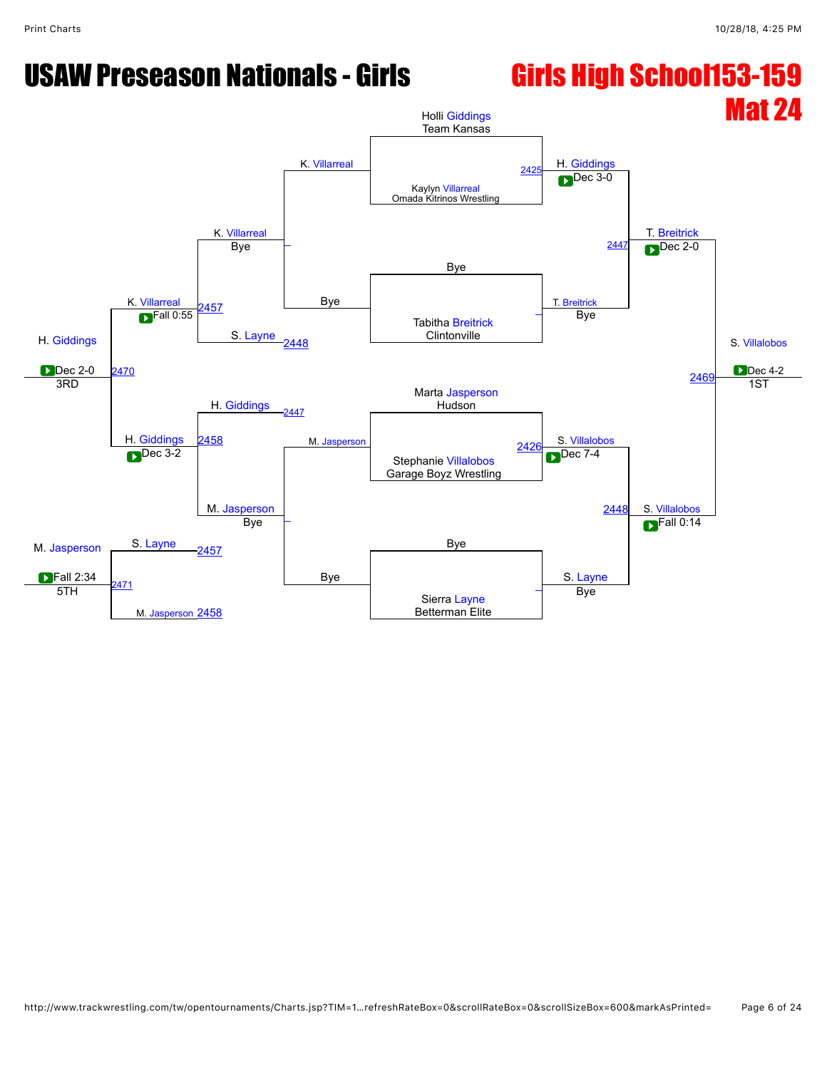# USAW Preseason Nationals - Girls

# Girls High School153-159
# Mat 24

**Championship Bracket**

- Holli Giddings (Team Kansas) vs Kaylyn Villarreal (Omada Kitrinos Wrestling) — 2425 — H. Giddings Dec 3-0
- Bye vs Tabitha Breitrick (Clintonville) — T. Breitrick Bye
- Marta Jasperson (Hudson) vs Stephanie Villalobos (Garage Boyz Wrestling) — 2426 — S. Villalobos Dec 7-4
- Bye vs Sierra Layne (Betterman Elite) — S. Layne Bye

Semifinals:

- H. Giddings vs T. Breitrick — 2447 — T. Breitrick Dec 2-0
- S. Villalobos vs S. Layne — 2448 — S. Villalobos Fall 0:14

Final:

- T. Breitrick vs S. Villalobos — 2469 — S. Villalobos Dec 4-2 — 1ST

**Consolation Bracket**

- K. Villarreal vs Bye — K. Villarreal
- M. Jasperson vs Bye — M. Jasperson
- K. Villarreal vs S. Layne — 2457 — K. Villarreal Fall 0:55
- H. Giddings vs M. Jasperson — 2458 — H. Giddings Dec 3-2

3rd Place:

- K. Villarreal vs H. Giddings — 2470 — H. Giddings Dec 2-0 — 3RD

5th Place:

- S. Layne vs M. Jasperson — 2471 — M. Jasperson Fall 2:34 — 5TH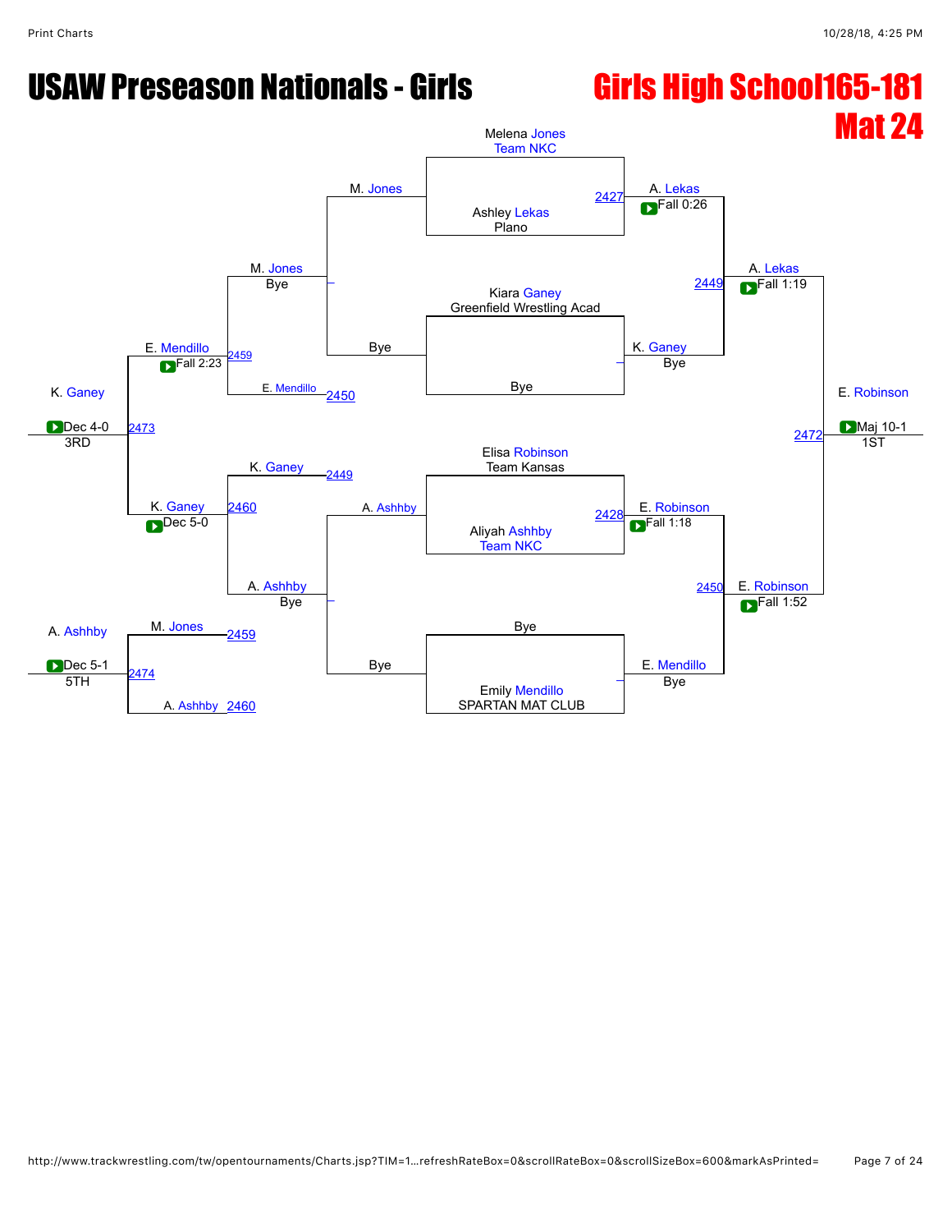# USAW Preseason Nationals - Girls

## Girls High School165-181
## Mat 24

### Championship Bracket

**First Round**

- Melena Jones (Team NKC) vs. Ashley Lekas (Plano) — Match 2427: A. Lekas, Fall 0:26
- Kiara Ganey (Greenfield Wrestling Acad) vs. Bye — K. Ganey, Bye
- Elisa Robinson (Team Kansas) vs. Aliyah Ashhby (Team NKC) — Match 2428: E. Robinson, Fall 1:18
- Bye vs. Emily Mendillo (SPARTAN MAT CLUB) — E. Mendillo, Bye

**Semifinals**

- A. Lekas vs. K. Ganey — Match 2449: A. Lekas, Fall 1:19
- E. Robinson vs. E. Mendillo — Match 2450: E. Robinson, Fall 1:52

**Final**

- A. Lekas vs. E. Robinson — Match 2472: E. Robinson, Maj 10-1 — 1ST

### Consolation Bracket

**Consolation Round 1**

- M. Jones vs. Bye — M. Jones
- A. Ashhby vs. Bye — A. Ashhby

**Consolation Round 2**

- M. Jones vs. E. Mendillo (loser of 2450) — Match 2459: E. Mendillo, Fall 2:23
- K. Ganey (loser of 2449) vs. A. Ashhby — Match 2460: K. Ganey, Dec 5-0

**3rd Place**

- E. Mendillo vs. K. Ganey — Match 2473: K. Ganey, Dec 4-0 — 3RD

**5th Place**

- M. Jones (loser of 2459) vs. A. Ashhby (loser of 2460) — Match 2474: A. Ashhby, Dec 5-1 — 5TH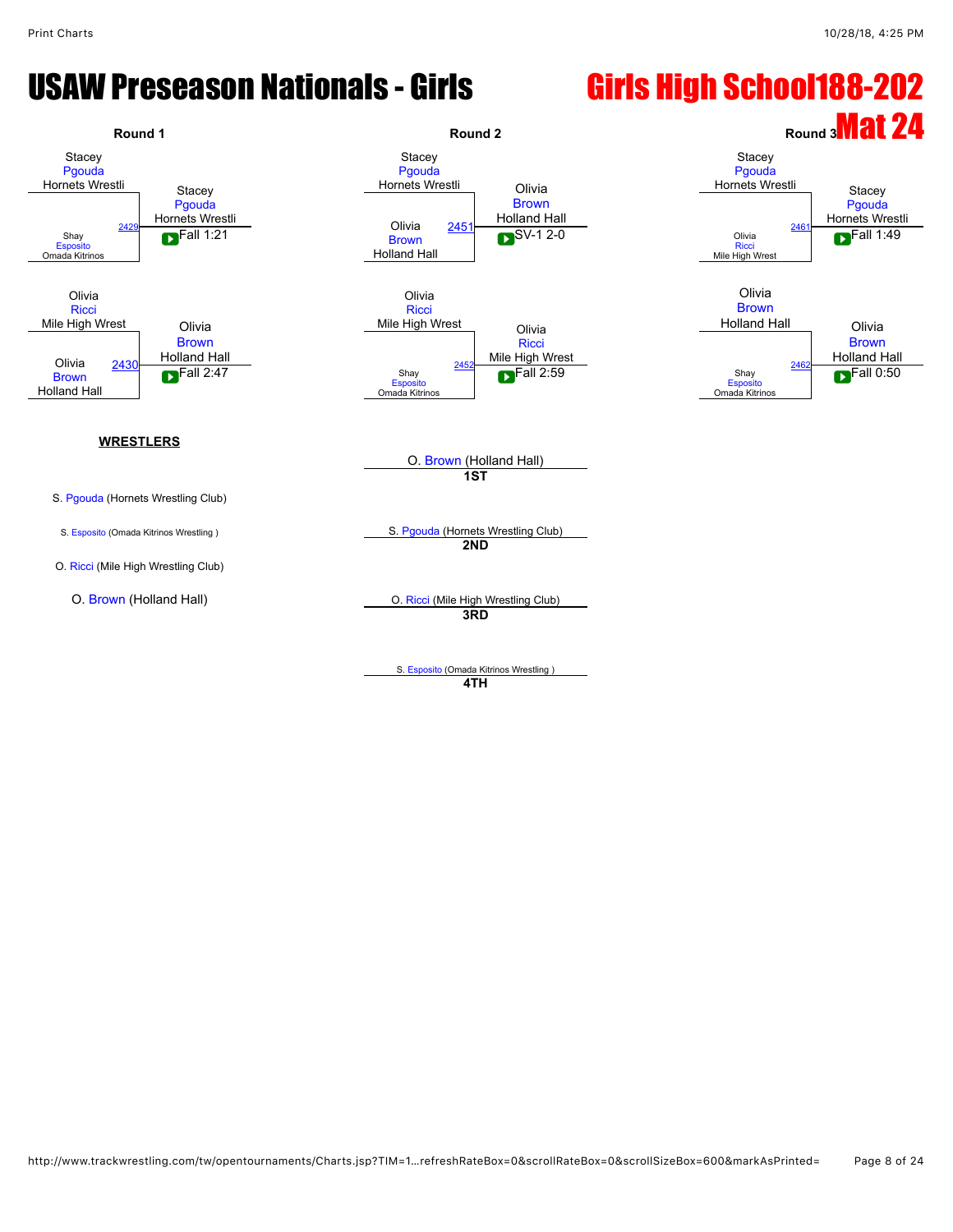# USAW Preseason Nationals - Girls

## Girls High School188-202

## Mat 24

### Round 1

| Wrestler | Bout | Winner | Result |
|---|---|---|---|
| Stacey Pgouda (Hornets Wrestli) vs. Shay Esposito (Omada Kitrinos) | 2429 | Stacey Pgouda (Hornets Wrestli) | Fall 1:21 |
| Olivia Ricci (Mile High Wrest) vs. Olivia Brown (Holland Hall) | 2430 | Olivia Brown (Holland Hall) | Fall 2:47 |

### Round 2

| Wrestler | Bout | Winner | Result |
|---|---|---|---|
| Stacey Pgouda (Hornets Wrestli) vs. Olivia Brown (Holland Hall) | 2451 | Olivia Brown (Holland Hall) | SV-1 2-0 |
| Olivia Ricci (Mile High Wrest) vs. Shay Esposito (Omada Kitrinos) | 2452 | Olivia Ricci (Mile High Wrest) | Fall 2:59 |

### Round 3

| Wrestler | Bout | Winner | Result |
|---|---|---|---|
| Stacey Pgouda (Hornets Wrestli) vs. Olivia Ricci (Mile High Wrest) | 2461 | Stacey Pgouda (Hornets Wrestli) | Fall 1:49 |
| Olivia Brown (Holland Hall) vs. Shay Esposito (Omada Kitrinos) | 2462 | Olivia Brown (Holland Hall) | Fall 0:50 |

**WRESTLERS**

- S. Pgouda (Hornets Wrestling Club)
- S. Esposito (Omada Kitrinos Wrestling )
- O. Ricci (Mile High Wrestling Club)
- O. Brown (Holland Hall)

**Placings**

- **1ST**: O. Brown (Holland Hall)
- **2ND**: S. Pgouda (Hornets Wrestling Club)
- **3RD**: O. Ricci (Mile High Wrestling Club)
- **4TH**: S. Esposito (Omada Kitrinos Wrestling )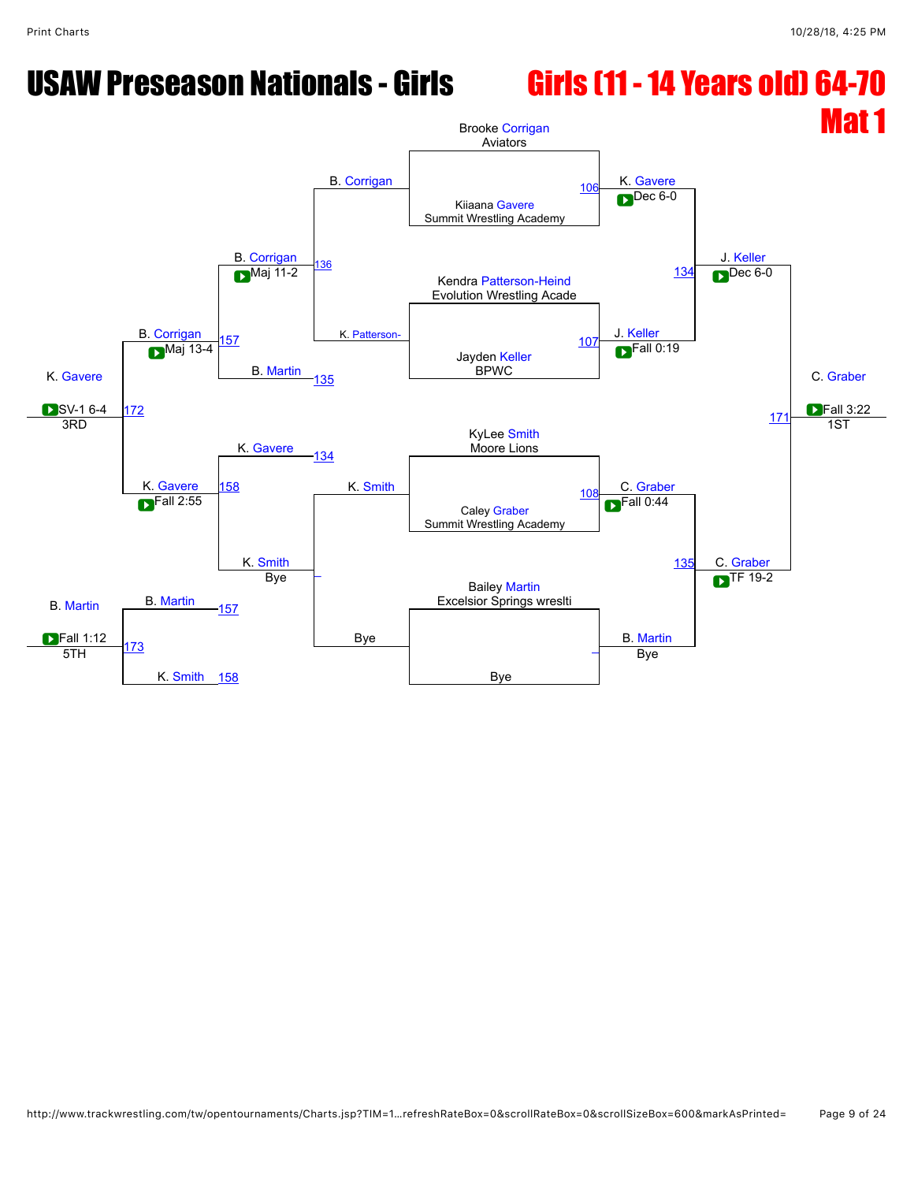# USAW Preseason Nationals - Girls

## Girls (11 - 14 Years old) 64-70

## Mat 1

### Championship Bracket

**Match 106**
- Brooke Corrigan, Aviators
- Kiiaana Gavere, Summit Wrestling Academy
- Winner: K. Gavere — Dec 6-0

**Match 107**
- Kendra Patterson-Heind, Evolution Wrestling Acade
- Jayden Keller, BPWC
- Winner: J. Keller — Fall 0:19

**Match 108**
- KyLee Smith, Moore Lions
- Caley Graber, Summit Wrestling Academy
- Winner: C. Graber — Fall 0:44

**Bye**
- Bailey Martin, Excelsior Springs wreslti
- Bye
- Winner: B. Martin — Bye

**Match 134**
- K. Gavere
- J. Keller
- Winner: J. Keller — Dec 6-0

**Match 135**
- C. Graber
- B. Martin
- Winner: C. Graber — TF 19-2

**Match 171 (1ST)**
- J. Keller
- C. Graber
- Winner: C. Graber — Fall 3:22 — 1ST

### Consolation Bracket

**Match 136**
- B. Corrigan
- K. Patterson-
- Winner: B. Corrigan — Maj 11-2

**Bye**
- K. Smith
- Bye
- Winner: K. Smith — Bye

**Match 157**
- B. Corrigan
- B. Martin (loser of 135)
- Winner: B. Corrigan — Maj 13-4

**Match 158**
- K. Gavere (loser of 134)
- K. Smith
- Winner: K. Gavere — Fall 2:55

**Match 172 (3RD)**
- B. Corrigan
- K. Gavere
- Winner: K. Gavere — SV-1 6-4 — 3RD

**Match 173 (5TH)**
- B. Martin (loser of 157)
- K. Smith (loser of 158)
- Winner: B. Martin — Fall 1:12 — 5TH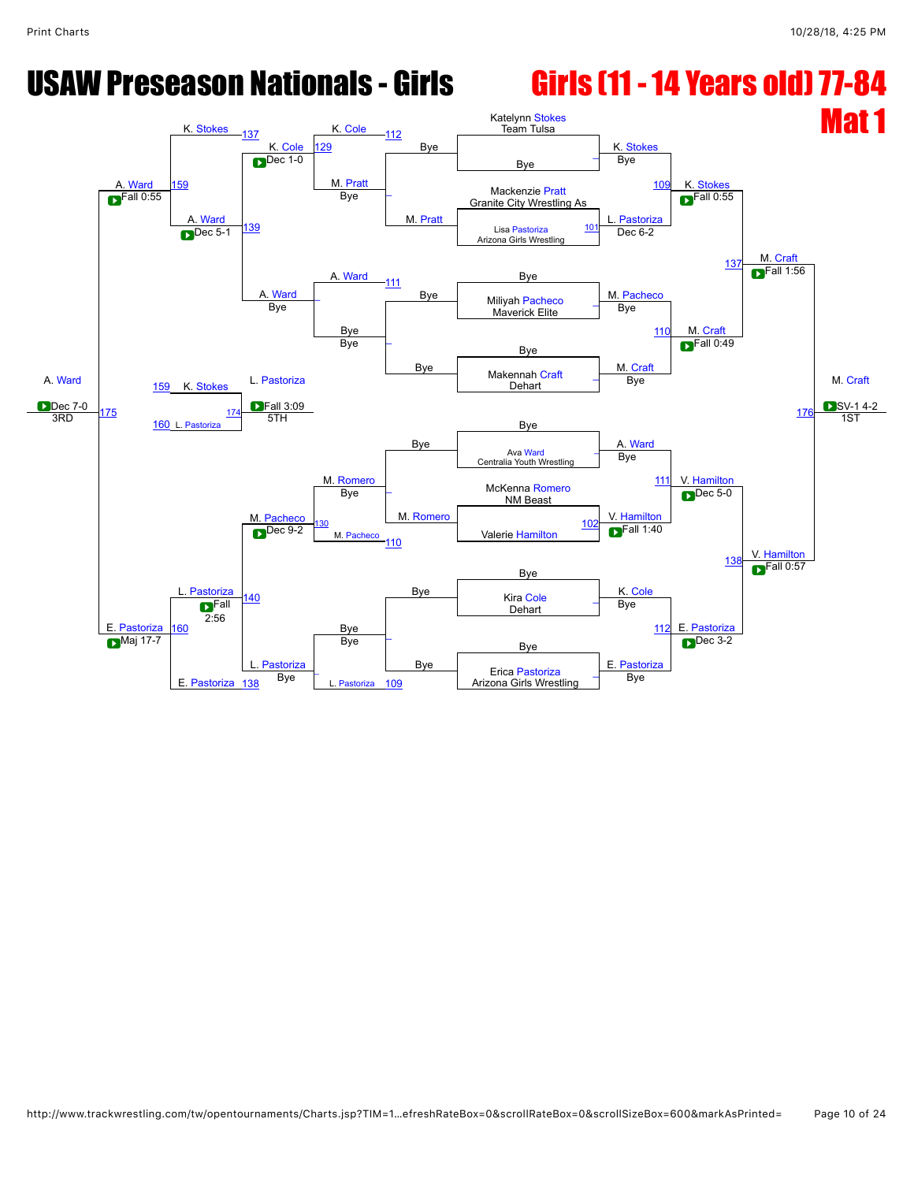# USAW Preseason Nationals - Girls

## Girls (11 - 14 Years old) 77-84

### Mat 1

## Championship Bracket

### Round 1

| Match | Wrestler 1 | Wrestler 2 | Winner | Result |
|---|---|---|---|---|
| | Katelynn Stokes (Team Tulsa) | Bye | K. Stokes | Bye |
| 101 | Mackenzie Pratt (Granite City Wrestling As) | Lisa Pastoriza (Arizona Girls Wrestling) | L. Pastoriza | Dec 6-2 |
| | Bye | Miliyah Pacheco (Maverick Elite) | M. Pacheco | Bye |
| | Bye | Makennah Craft (Dehart) | M. Craft | Bye |
| | Bye | Ava Ward (Centralia Youth Wrestling) | A. Ward | Bye |
| 102 | McKenna Romero (NM Beast) | Valerie Hamilton | V. Hamilton | Fall 1:40 |
| | Bye | Kira Cole (Dehart) | K. Cole | Bye |
| | Bye | Erica Pastoriza (Arizona Girls Wrestling) | E. Pastoriza | Bye |

### Quarterfinals

| Match | Wrestler 1 | Wrestler 2 | Winner | Result |
|---|---|---|---|---|
| 109 | K. Stokes | L. Pastoriza | K. Stokes | Fall 0:55 |
| 110 | M. Pacheco | M. Craft | M. Craft | Fall 0:49 |
| 111 | A. Ward | V. Hamilton | V. Hamilton | Dec 5-0 |
| 112 | K. Cole | E. Pastoriza | E. Pastoriza | Dec 3-2 |

### Semifinals

| Match | Wrestler 1 | Wrestler 2 | Winner | Result |
|---|---|---|---|---|
| 137 | K. Stokes | M. Craft | M. Craft | Fall 1:56 |
| 138 | V. Hamilton | E. Pastoriza | V. Hamilton | Fall 0:57 |

### Final

| Match | Wrestler 1 | Wrestler 2 | Winner | Result |
|---|---|---|---|---|
| 176 | M. Craft | V. Hamilton | M. Craft | SV-1 4-2 (1ST) |

## Consolation Bracket

| Match | Wrestler 1 | Wrestler 2 | Winner | Result |
|---|---|---|---|---|
| | Bye | M. Pratt | M. Pratt | Bye |
| | Bye | Bye | Bye | Bye |
| | Bye | M. Romero | M. Romero | Bye |
| | Bye | Bye | Bye | Bye |
| 129 | K. Cole | M. Pratt | K. Cole | Dec 1-0 |
| | A. Ward | Bye | A. Ward | Bye |
| 130 | M. Romero | M. Pacheco | M. Pacheco | Dec 9-2 |
| | Bye | L. Pastoriza | L. Pastoriza | Bye |
| 139 | K. Cole | A. Ward | A. Ward | Dec 5-1 |
| 140 | M. Pacheco | L. Pastoriza | L. Pastoriza | Fall 2:56 |
| 159 | K. Stokes | A. Ward | A. Ward | Fall 0:55 |
| 160 | L. Pastoriza | E. Pastoriza | E. Pastoriza | Maj 17-7 |

### 3rd Place

| Match | Wrestler 1 | Wrestler 2 | Winner | Result |
|---|---|---|---|---|
| 175 | A. Ward | E. Pastoriza | A. Ward | Dec 7-0 (3RD) |

### 5th Place

| Match | Wrestler 1 | Wrestler 2 | Winner | Result |
|---|---|---|---|---|
| 174 | K. Stokes | L. Pastoriza | L. Pastoriza | Fall 3:09 (5TH) |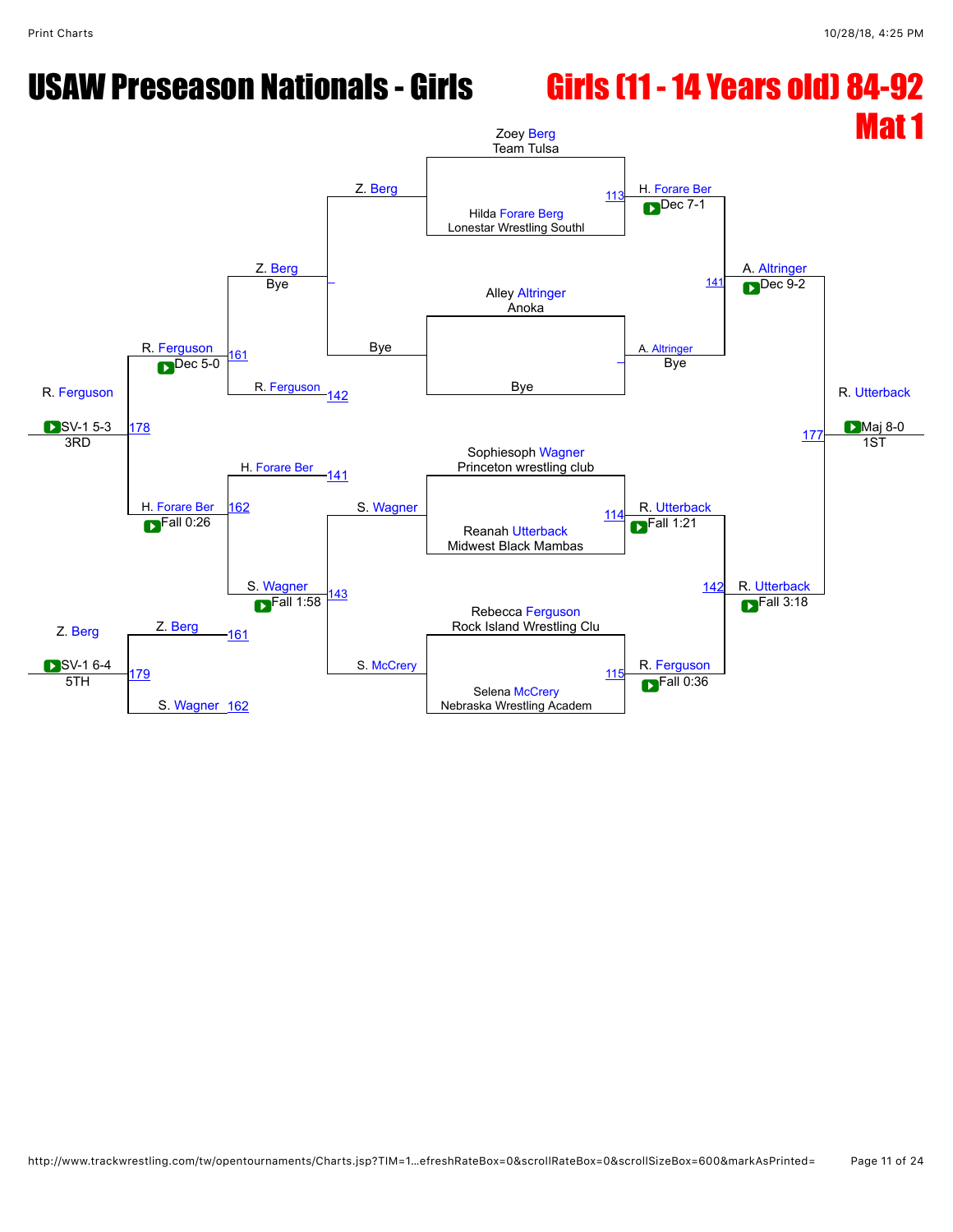# USAW Preseason Nationals - Girls

## Girls (11 - 14 Years old) 84-92
## Mat 1

### Championship Bracket

**Quarterfinals**

- Zoey Berg (Team Tulsa) vs. Hilda Forare Berg (Lonestar Wrestling Southl) — Match 113: H. Forare Ber, Dec 7-1
- Alley Altringer (Anoka) vs. Bye — A. Altringer, Bye
- Sophiesoph Wagner (Princeton wrestling club) vs. Reanah Utterback (Midwest Black Mambas) — Match 114: R. Utterback, Fall 1:21
- Rebecca Ferguson (Rock Island Wrestling Clu) vs. Selena McCrery (Nebraska Wrestling Academ) — Match 115: R. Ferguson, Fall 0:36

**Semifinals**

- H. Forare Ber vs. A. Altringer — Match 141: A. Altringer, Dec 9-2
- R. Utterback vs. R. Ferguson — Match 142: R. Utterback, Fall 3:18

**Final**

- A. Altringer vs. R. Utterback — Match 177: R. Utterback, Maj 8-0 — 1ST

### Consolation Bracket

**Consolation Round 1**

- Z. Berg vs. Bye — Z. Berg, Bye
- S. Wagner vs. S. McCrery — Match 143: S. Wagner, Fall 1:58

**Consolation Round 2**

- Z. Berg vs. R. Ferguson (Match 142 loser) — Match 161: R. Ferguson, Dec 5-0
- H. Forare Ber (Match 141 loser) vs. S. Wagner — Match 162: H. Forare Ber, Fall 0:26

**3rd Place**

- R. Ferguson vs. H. Forare Ber — Match 178: R. Ferguson, SV-1 5-3 — 3RD

**5th Place**

- Z. Berg (Match 161 loser) vs. S. Wagner (Match 162 loser) — Match 179: Z. Berg, SV-1 6-4 — 5TH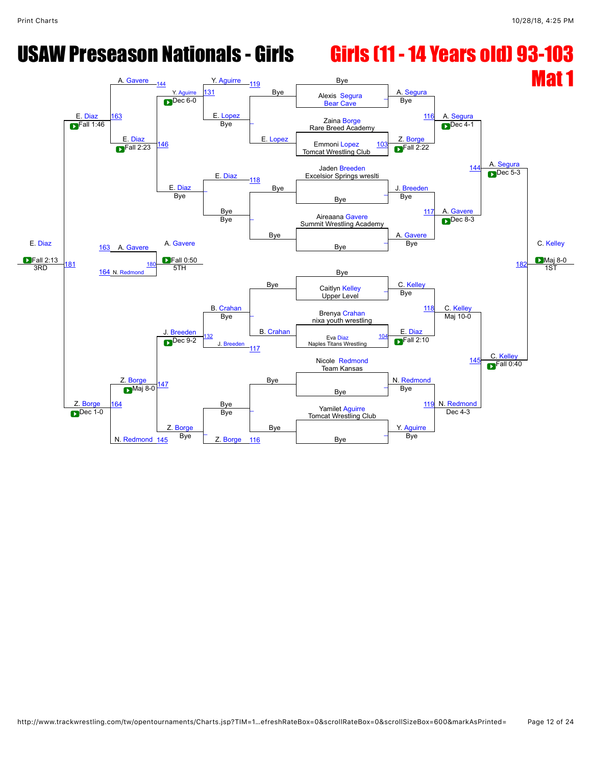# USAW Preseason Nationals - Girls

## Girls (11 - 14 Years old) 93-103

## Mat 1

### Championship Bracket

**First Round**

| Match | Wrestler 1 | Wrestler 2 | Winner | Result |
|---|---|---|---|---|
| | Bye | Alexis Segura (Bear Cave) | A. Segura | Bye |
| 103 | Zaina Borge (Rare Breed Academy) | Emmoni Lopez (Tomcat Wrestling Club) | Z. Borge | Fall 2:22 |
| | Jaden Breeden (Excelsior Springs wreslti) | Bye | J. Breeden | Bye |
| | Aireaana Gavere (Summit Wrestling Academy) | Bye | A. Gavere | Bye |
| | Bye | Caitlyn Kelley (Upper Level) | C. Kelley | Bye |
| 104 | Brenya Crahan (nixa youth wrestling) | Eva Diaz (Naples Titans Wrestling) | E. Diaz | Fall 2:10 |
| | Nicole Redmond (Team Kansas) | Bye | N. Redmond | Bye |
| | Yamilet Aguirre (Tomcat Wrestling Club) | Bye | Y. Aguirre | Bye |

**Quarterfinals**

| Match | Wrestler 1 | Wrestler 2 | Winner | Result |
|---|---|---|---|---|
| 116 | A. Segura | Z. Borge | A. Segura | Dec 4-1 |
| 117 | J. Breeden | A. Gavere | A. Gavere | Dec 8-3 |
| 118 | C. Kelley | E. Diaz | C. Kelley | Maj 10-0 |
| 119 | N. Redmond | Y. Aguirre | N. Redmond | Dec 4-3 |

**Semifinals**

| Match | Wrestler 1 | Wrestler 2 | Winner | Result |
|---|---|---|---|---|
| 144 | A. Segura | A. Gavere | A. Segura | Dec 5-3 |
| 145 | C. Kelley | N. Redmond | C. Kelley | Fall 0:40 |

**1st Place Match**

| Match | Wrestler 1 | Wrestler 2 | Winner | Result |
|---|---|---|---|---|
| 182 | A. Segura | C. Kelley | C. Kelley | Maj 8-0 (1ST) |

### Consolation Bracket

| Match | Wrestler 1 | Wrestler 2 | Winner | Result |
|---|---|---|---|---|
| 116 | Bye | Z. Borge | Z. Borge | Bye |
| 117 | J. Breeden | B. Crahan | J. Breeden | Bye |
| 118 | E. Diaz | Bye | E. Diaz | Bye |
| 119 | Y. Aguirre | E. Lopez | E. Lopez | Bye |
| 131 | Y. Aguirre | E. Lopez | Y. Aguirre | Dec 6-0 |
| 132 | B. Crahan | J. Breeden | J. Breeden | Dec 9-2 |
| 144 | A. Gavere | Y. Aguirre | A. Gavere | |
| 145 | N. Redmond | Z. Borge | Z. Borge | |
| 146 | Y. Aguirre | E. Diaz | E. Diaz | Fall 2:23 |
| 147 | J. Breeden | Z. Borge | Z. Borge | Maj 8-0 |
| 163 | A. Gavere | E. Diaz | E. Diaz | Fall 1:46 |
| 164 | N. Redmond | Z. Borge | Z. Borge | Dec 1-0 |

**3rd Place Match**

| Match | Wrestler 1 | Wrestler 2 | Winner | Result |
|---|---|---|---|---|
| 181 | E. Diaz | Z. Borge | E. Diaz | Fall 2:13 (3RD) |

**5th Place Match**

| Match | Wrestler 1 | Wrestler 2 | Winner | Result |
|---|---|---|---|---|
| 180 | A. Gavere (163) | N. Redmond (164) | A. Gavere | Fall 0:50 (5TH) |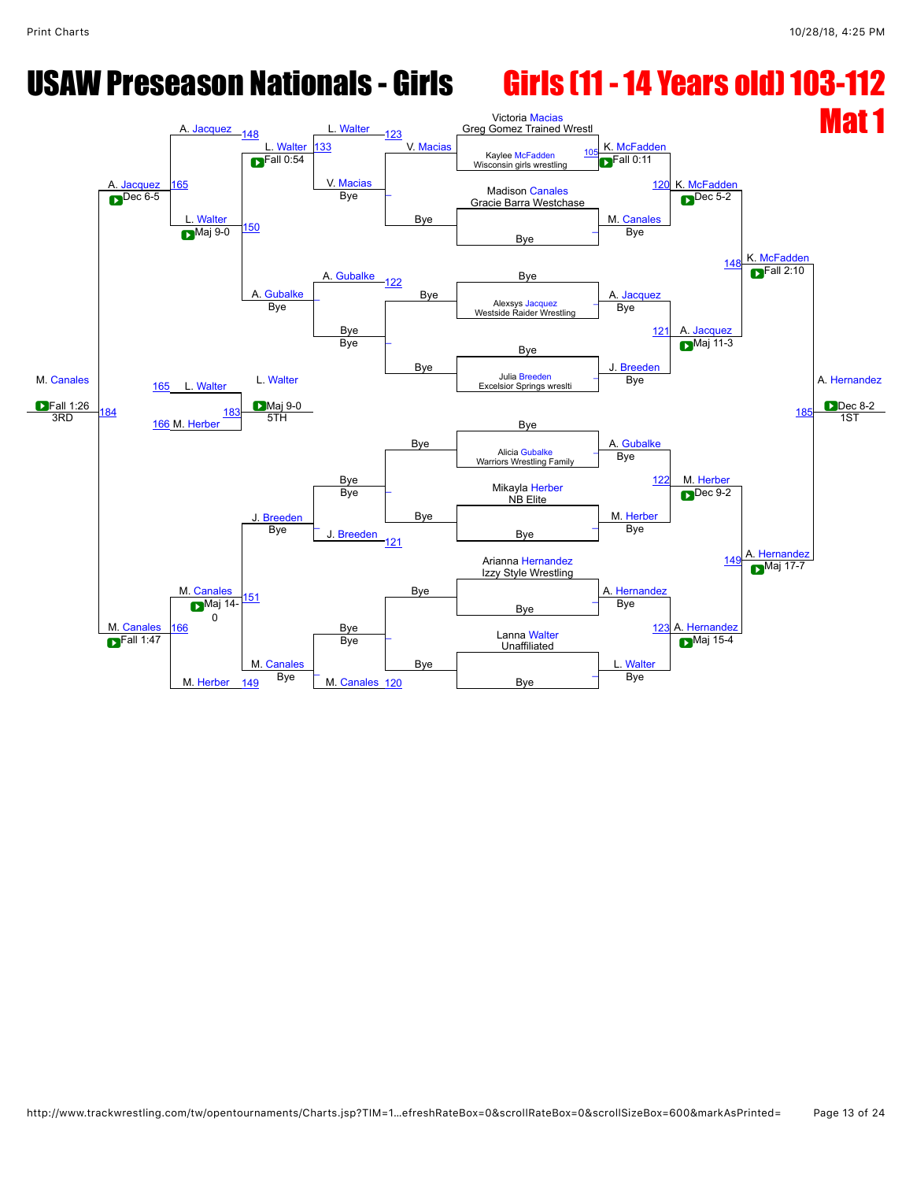# USAW Preseason Nationals - Girls

# Girls (11 - 14 Years old) 103-112

## Mat 1

### Championship Bracket

**Round 1 / Seeds**

- Victoria Macias — Greg Gomez Trained Wrestl
- Kaylee McFadden — Wisconsin girls wrestling (105)
- Madison Canales — Gracie Barra Westchase
- Bye
- Bye
- Alexsys Jacquez — Westside Raider Wrestling
- Bye
- Julia Breeden — Excelsior Springs wreslti
- Bye
- Alicia Gubalke — Warriors Wrestling Family
- Mikayla Herber — NB Elite
- Bye
- Arianna Hernandez — Izzy Style Wrestling
- Bye
- Lanna Walter — Unaffiliated
- Bye

**Round 2**

- K. McFadden — Fall 0:11 (105)
- M. Canales — Bye
- A. Jacquez — Bye
- J. Breeden — Bye
- A. Gubalke — Bye
- M. Herber — Bye
- A. Hernandez — Bye
- L. Walter — Bye

**Quarterfinals**

- 120: K. McFadden — Dec 5-2
- 121: A. Jacquez — Maj 11-3
- 122: M. Herber — Dec 9-2
- 123: A. Hernandez — Maj 15-4

**Semifinals**

- 148: K. McFadden — Fall 2:10
- 149: A. Hernandez — Maj 17-7

**Final**

- 185: A. Hernandez — Dec 8-2 — 1ST

### Consolation Bracket

**Consolation Round 1**

- 123: L. Walter vs. V. Macias — Bye / V. Macias — Bye
- 122: A. Gubalke — Bye / Bye — Bye
- 121: J. Breeden — Bye / Bye — Bye
- 120: M. Canales — Bye / Bye — Bye

**Consolation Round 2**

- 133: L. Walter — Fall 0:54
- A. Gubalke — Bye
- J. Breeden — Bye
- M. Canales — Bye

**Consolation Round 3**

- 148: A. Jacquez
- 150: L. Walter — Maj 9-0
- 151: M. Canales — Maj 14-0
- 149: M. Herber

**Consolation Semifinals**

- 165: A. Jacquez — Dec 6-5
- 166: M. Canales — Fall 1:47

**3rd Place**

- 184: M. Canales — Fall 1:26 — 3RD

**5th Place**

- 183: L. Walter (165) vs. M. Herber (166) — L. Walter — Maj 9-0 — 5TH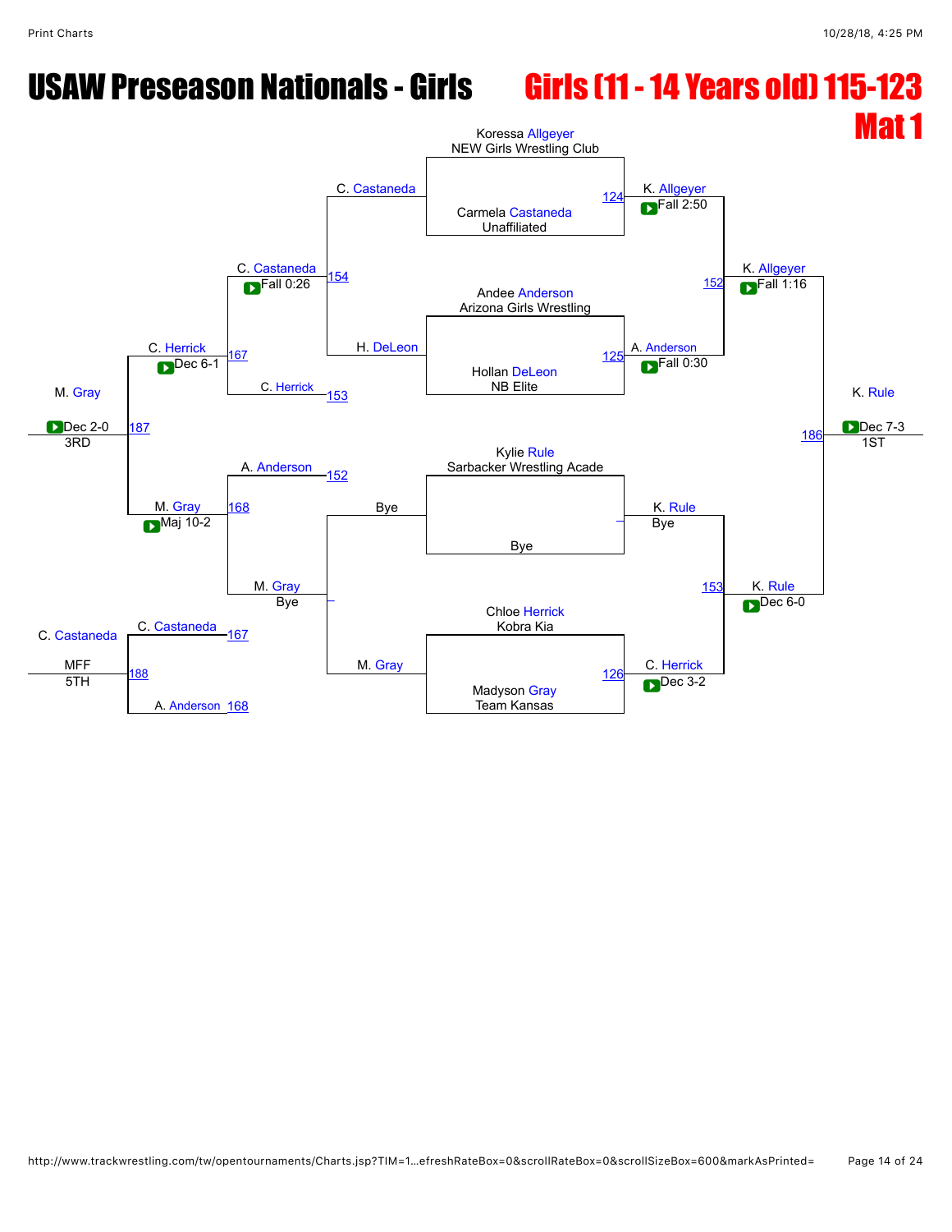# USAW Preseason Nationals - Girls

## Girls (11 - 14 Years old) 115-123

## Mat 1

### Championship Bracket

**Round 1**

- Koressa Allgeyer (NEW Girls Wrestling Club) vs. Carmela Castaneda (Unaffiliated) — Match 124 — Winner: K. Allgeyer, Fall 2:50
- Andee Anderson (Arizona Girls Wrestling) vs. Hollan DeLeon (NB Elite) — Match 125 — Winner: A. Anderson, Fall 0:30
- Kylie Rule (Sarbacker Wrestling Acade) vs. Bye — Winner: K. Rule, Bye
- Chloe Herrick (Kobra Kia) vs. Madyson Gray (Team Kansas) — Match 126 — Winner: C. Herrick, Dec 3-2

**Semifinals**

- K. Allgeyer vs. A. Anderson — Match 152 — Winner: K. Allgeyer, Fall 1:16
- K. Rule vs. C. Herrick — Match 153 — Winner: K. Rule, Dec 6-0

**Final**

- K. Allgeyer vs. K. Rule — Match 186 — Winner: K. Rule, Dec 7-3 — 1ST

### Consolation Bracket

**Consolation Round 1**

- C. Castaneda vs. H. DeLeon — Match 154 — Winner: C. Castaneda, Fall 0:26
- Bye vs. M. Gray — Winner: M. Gray, Bye

**Consolation Round 2**

- C. Castaneda vs. C. Herrick — Match 167 — Winner: C. Herrick, Dec 6-1
- A. Anderson vs. M. Gray — Match 168 — Winner: M. Gray, Maj 10-2

**3rd Place**

- C. Herrick vs. M. Gray — Match 187 — Winner: M. Gray, Dec 2-0 — 3RD

**5th Place**

- C. Castaneda vs. A. Anderson — Match 188 — Winner: C. Castaneda, MFF — 5TH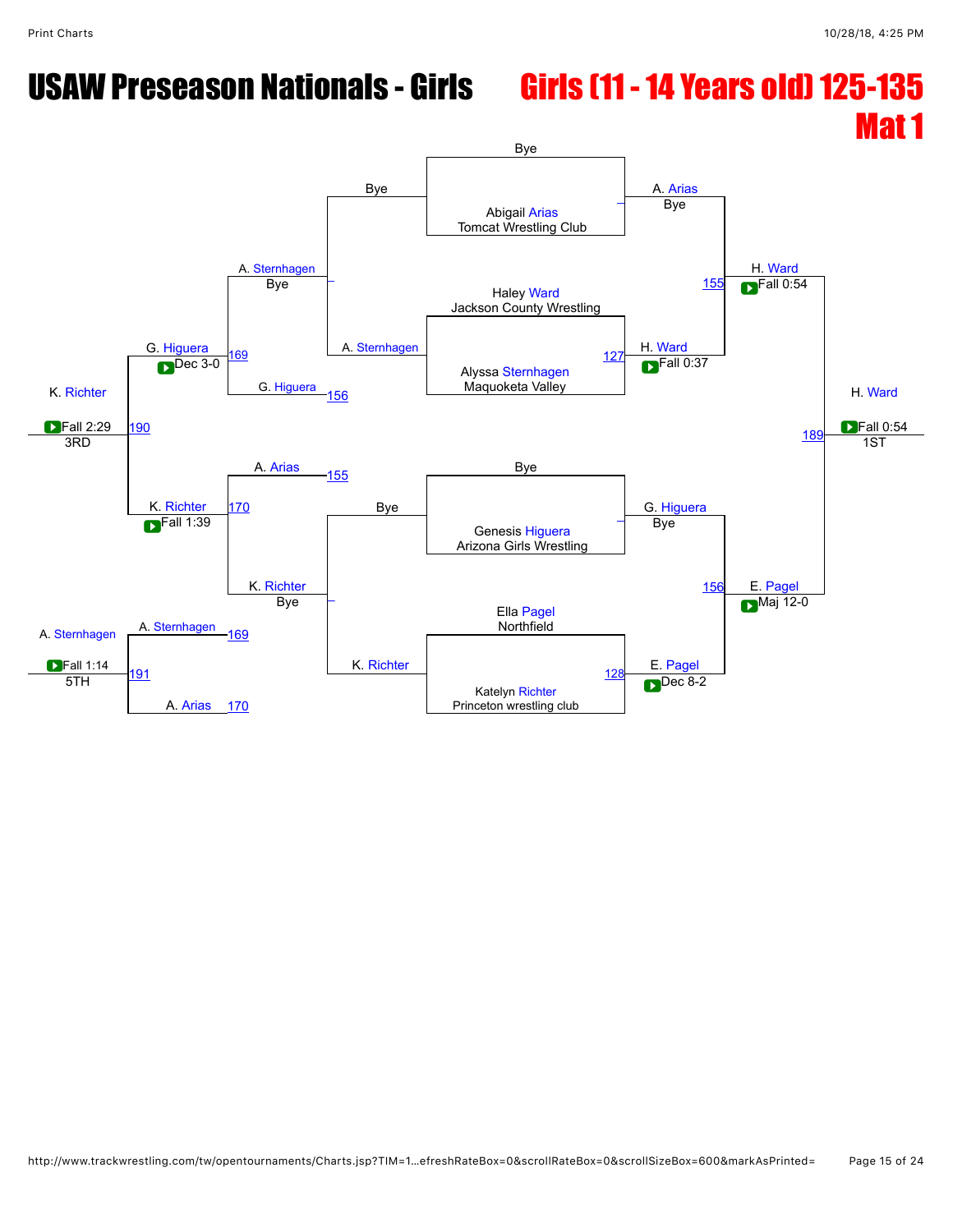# USAW Preseason Nationals - Girls

## Girls (11 - 14 Years old) 125-135 Mat 1

**Championship Bracket**

| Wrestler | Team |
| --- | --- |
| Bye | |
| Abigail Arias | Tomcat Wrestling Club |
| Haley Ward | Jackson County Wrestling |
| Alyssa Sternhagen | Maquoketa Valley |
| Bye | |
| Genesis Higuera | Arizona Girls Wrestling |
| Ella Pagel | Northfield |
| Katelyn Richter | Princeton wrestling club |

**Round 1**

- A. Arias — Bye
- 127: H. Ward — Fall 0:37
- G. Higuera — Bye
- 128: E. Pagel — Dec 8-2

**Semifinals**

- 155: H. Ward — Fall 0:54
- 156: E. Pagel — Maj 12-0

**Final**

- 189: H. Ward — Fall 0:54 — 1ST

**Consolation Bracket**

- Bye / A. Sternhagen → A. Sternhagen — Bye
- Bye / K. Richter → K. Richter — Bye
- 169: G. Higuera — Dec 3-0 (A. Sternhagen vs. G. Higuera 156)
- 170: K. Richter — Fall 1:39 (A. Arias 155 vs. K. Richter)
- 190: K. Richter — Fall 2:29 — 3RD
- 191: A. Sternhagen — Fall 1:14 — 5TH (A. Sternhagen 169 vs. A. Arias 170)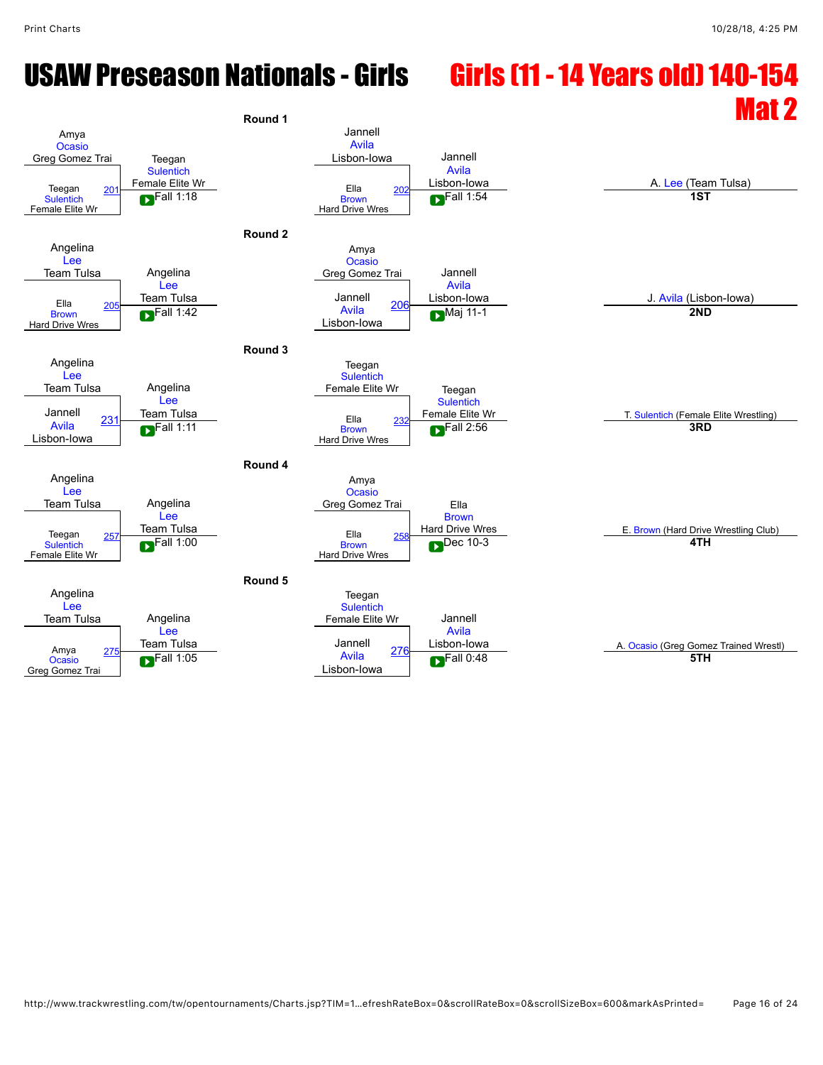# USAW Preseason Nationals - Girls

## Girls (11 - 14 Years old) 140-154 Mat 2

### Round 1

| Bout | Wrestler 1 | Wrestler 2 | Winner | Result |
|---|---|---|---|---|
| 201 | Amya Ocasio (Greg Gomez Trai) | Teegan Sulentich (Female Elite Wr) | Teegan Sulentich (Female Elite Wr) | Fall 1:18 |
| 202 | Jannell Avila (Lisbon-Iowa) | Ella Brown (Hard Drive Wres) | Jannell Avila (Lisbon-Iowa) | Fall 1:54 |

### Round 2

| Bout | Wrestler 1 | Wrestler 2 | Winner | Result |
|---|---|---|---|---|
| 205 | Angelina Lee (Team Tulsa) | Ella Brown (Hard Drive Wres) | Angelina Lee (Team Tulsa) | Fall 1:42 |
| 206 | Amya Ocasio (Greg Gomez Trai) | Jannell Avila (Lisbon-Iowa) | Jannell Avila (Lisbon-Iowa) | Maj 11-1 |

### Round 3

| Bout | Wrestler 1 | Wrestler 2 | Winner | Result |
|---|---|---|---|---|
| 231 | Angelina Lee (Team Tulsa) | Jannell Avila (Lisbon-Iowa) | Angelina Lee (Team Tulsa) | Fall 1:11 |
| 232 | Teegan Sulentich (Female Elite Wr) | Ella Brown (Hard Drive Wres) | Teegan Sulentich (Female Elite Wr) | Fall 2:56 |

### Round 4

| Bout | Wrestler 1 | Wrestler 2 | Winner | Result |
|---|---|---|---|---|
| 257 | Angelina Lee (Team Tulsa) | Teegan Sulentich (Female Elite Wr) | Angelina Lee (Team Tulsa) | Fall 1:00 |
| 258 | Amya Ocasio (Greg Gomez Trai) | Ella Brown (Hard Drive Wres) | Ella Brown (Hard Drive Wres) | Dec 10-3 |

### Round 5

| Bout | Wrestler 1 | Wrestler 2 | Winner | Result |
|---|---|---|---|---|
| 275 | Angelina Lee (Team Tulsa) | Amya Ocasio (Greg Gomez Trai) | Angelina Lee (Team Tulsa) | Fall 1:05 |
| 276 | Teegan Sulentich (Female Elite Wr) | Jannell Avila (Lisbon-Iowa) | Jannell Avila (Lisbon-Iowa) | Fall 0:48 |

### Placements

| Place | Wrestler |
|---|---|
| 1ST | A. Lee (Team Tulsa) |
| 2ND | J. Avila (Lisbon-Iowa) |
| 3RD | T. Sulentich (Female Elite Wrestling) |
| 4TH | E. Brown (Hard Drive Wrestling Club) |
| 5TH | A. Ocasio (Greg Gomez Trained Wrestl) |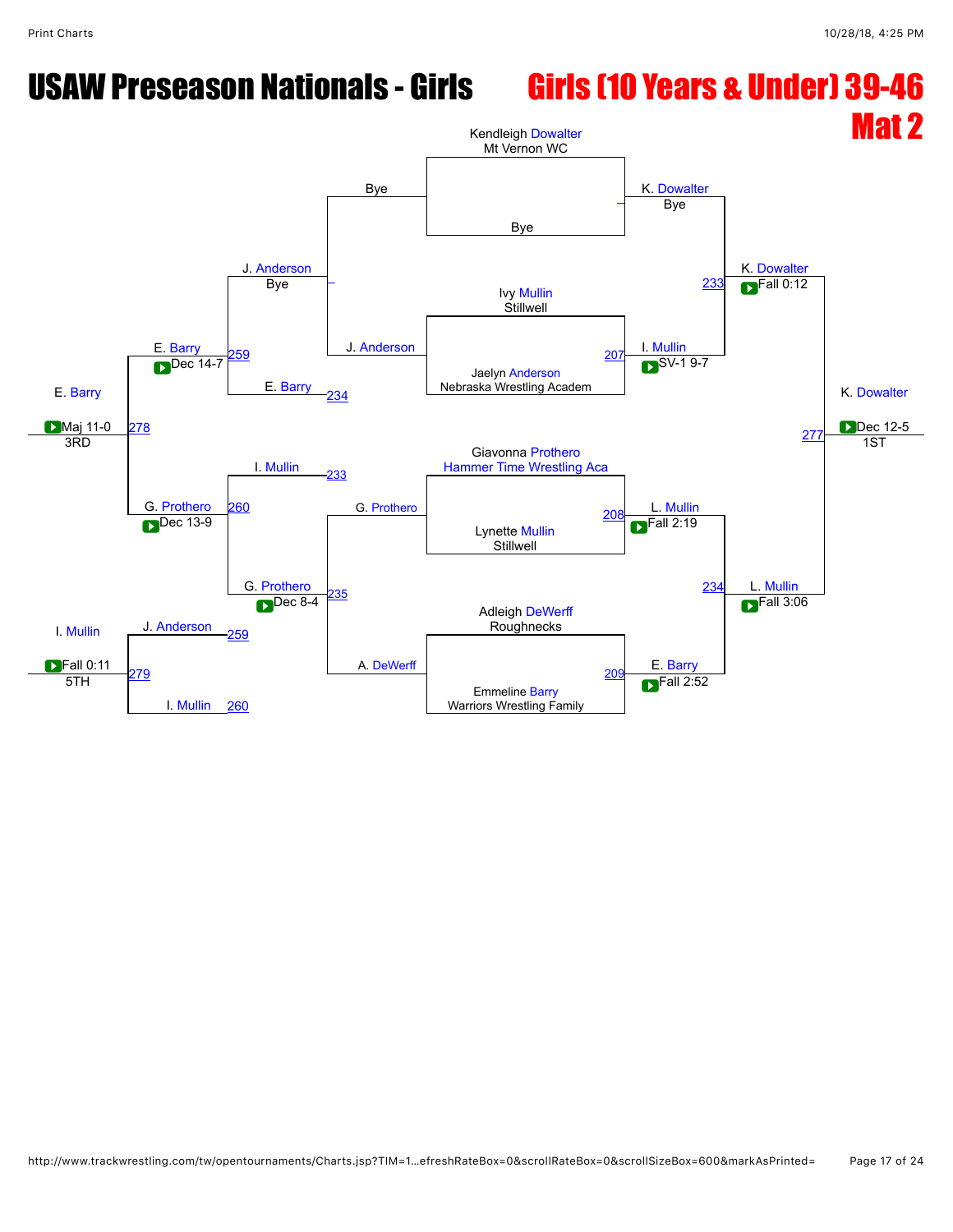# USAW Preseason Nationals - Girls

## Girls (10 Years & Under) 39-46

## Mat 2

### Championship Bracket

**First Round**

- Kendleigh Dowalter (Mt Vernon WC) vs Bye — K. Dowalter, Bye
- Ivy Mullin (Stillwell) vs Jaelyn Anderson (Nebraska Wrestling Academ) — 207 — I. Mullin, SV-1 9-7
- Giavonna Prothero (Hammer Time Wrestling Aca) vs Lynette Mullin (Stillwell) — 208 — L. Mullin, Fall 2:19
- Adleigh DeWerff (Roughnecks) vs Emmeline Barry (Warriors Wrestling Family) — 209 — E. Barry, Fall 2:52

**Semifinals**

- K. Dowalter vs I. Mullin — 233 — K. Dowalter, Fall 0:12
- L. Mullin vs E. Barry — 234 — L. Mullin, Fall 3:06

**Final**

- K. Dowalter vs L. Mullin — 277 — K. Dowalter, Dec 12-5 — 1ST

### Consolation Bracket

**Consolation First Round**

- Bye vs J. Anderson — J. Anderson, Bye
- G. Prothero vs A. DeWerff — 235 — G. Prothero, Dec 8-4

**Consolation Second Round**

- J. Anderson vs E. Barry (234) — 259 — E. Barry, Dec 14-7
- I. Mullin (233) vs G. Prothero — 260 — G. Prothero, Dec 13-9

**3rd Place**

- E. Barry vs G. Prothero — 278 — E. Barry, Maj 11-0 — 3RD

**5th Place**

- J. Anderson (259) vs I. Mullin (260) — 279 — I. Mullin, Fall 0:11 — 5TH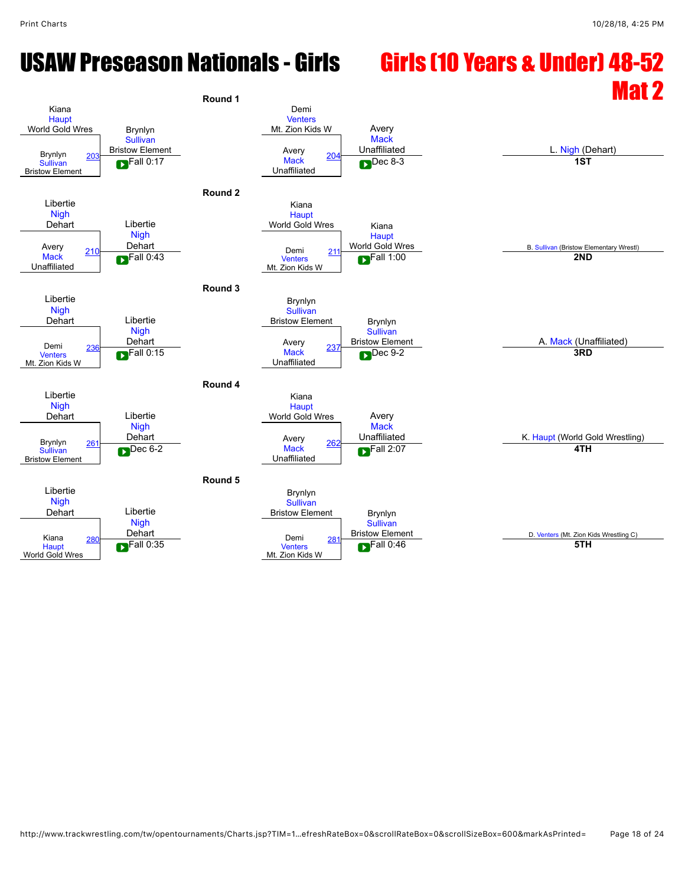# USAW Preseason Nationals - Girls

## Girls (10 Years & Under) 48-52 Mat 2

### Round 1

| Wrestler 1 | Wrestler 2 | Bout | Winner | Result |
|---|---|---|---|---|
| Kiana Haupt (World Gold Wres) | Brynlyn Sullivan (Bristow Element) | 203 | Brynlyn Sullivan (Bristow Element) | Fall 0:17 |
| Demi Venters (Mt. Zion Kids W) | Avery Mack (Unaffiliated) | 204 | Avery Mack (Unaffiliated) | Dec 8-3 |

### Round 2

| Wrestler 1 | Wrestler 2 | Bout | Winner | Result |
|---|---|---|---|---|
| Libertie Nigh (Dehart) | Avery Mack (Unaffiliated) | 210 | Libertie Nigh (Dehart) | Fall 0:43 |
| Kiana Haupt (World Gold Wres) | Demi Venters (Mt. Zion Kids W) | 211 | Kiana Haupt (World Gold Wres) | Fall 1:00 |

### Round 3

| Wrestler 1 | Wrestler 2 | Bout | Winner | Result |
|---|---|---|---|---|
| Libertie Nigh (Dehart) | Demi Venters (Mt. Zion Kids W) | 236 | Libertie Nigh (Dehart) | Fall 0:15 |
| Brynlyn Sullivan (Bristow Element) | Avery Mack (Unaffiliated) | 237 | Brynlyn Sullivan (Bristow Element) | Dec 9-2 |

### Round 4

| Wrestler 1 | Wrestler 2 | Bout | Winner | Result |
|---|---|---|---|---|
| Libertie Nigh (Dehart) | Brynlyn Sullivan (Bristow Element) | 261 | Libertie Nigh (Dehart) | Dec 6-2 |
| Kiana Haupt (World Gold Wres) | Avery Mack (Unaffiliated) | 262 | Avery Mack (Unaffiliated) | Fall 2:07 |

### Round 5

| Wrestler 1 | Wrestler 2 | Bout | Winner | Result |
|---|---|---|---|---|
| Libertie Nigh (Dehart) | Kiana Haupt (World Gold Wres) | 280 | Libertie Nigh (Dehart) | Fall 0:35 |
| Brynlyn Sullivan (Bristow Element) | Demi Venters (Mt. Zion Kids W) | 281 | Brynlyn Sullivan (Bristow Element) | Fall 0:46 |

### Placements

| Place | Wrestler |
|---|---|
| 1ST | L. Nigh (Dehart) |
| 2ND | B. Sullivan (Bristow Elementary Wrestl) |
| 3RD | A. Mack (Unaffiliated) |
| 4TH | K. Haupt (World Gold Wrestling) |
| 5TH | D. Venters (Mt. Zion Kids Wrestling C) |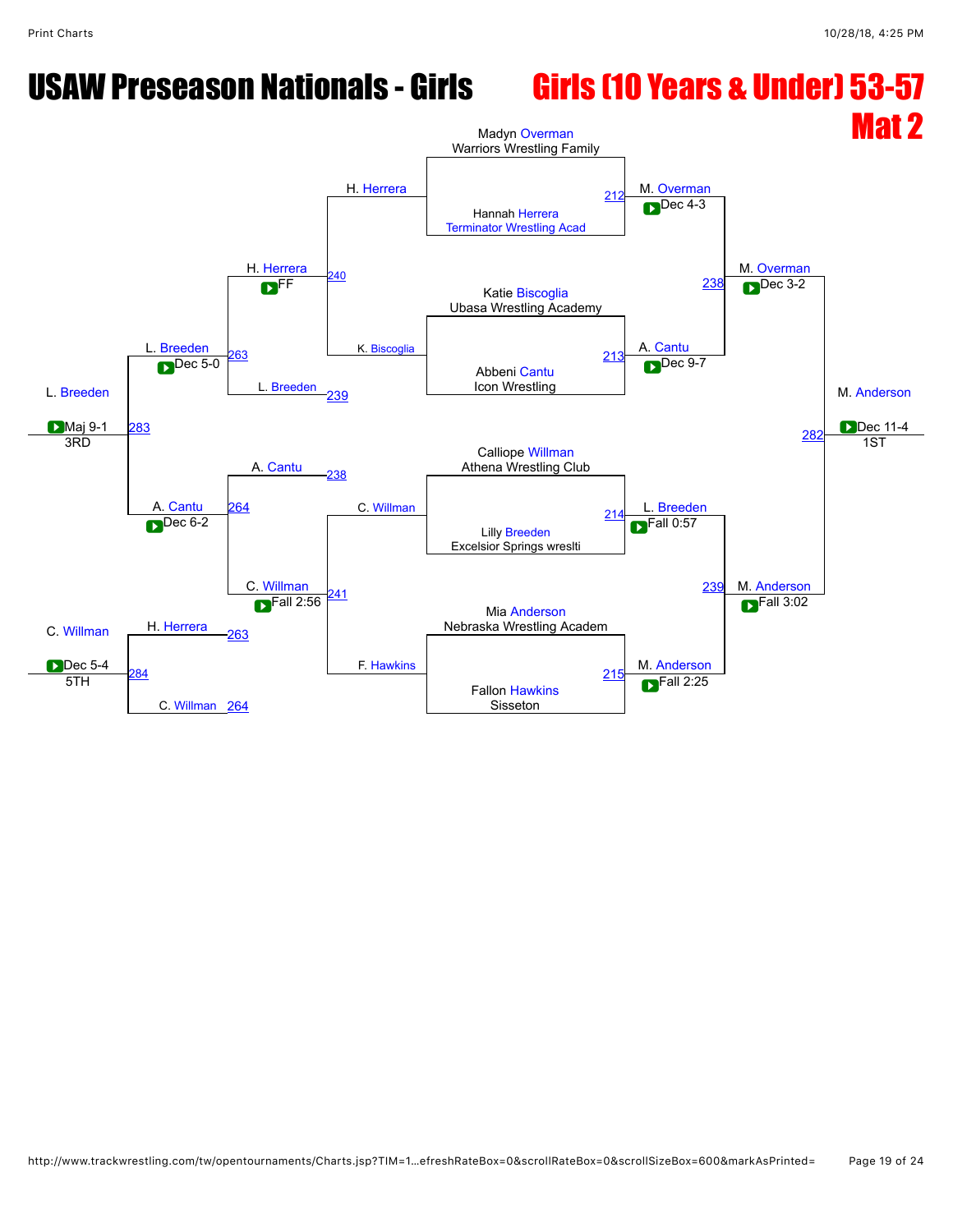# USAW Preseason Nationals - Girls

## Girls (10 Years & Under) 53-57

## Mat 2

### Championship Bracket

| Bout | Wrestler 1 | Wrestler 2 | Winner | Result |
|---|---|---|---|---|
| 212 | Madyn Overman (Warriors Wrestling Family) | Hannah Herrera (Terminator Wrestling Acad) | M. Overman | Dec 4-3 |
| 213 | Katie Biscoglia (Ubasa Wrestling Academy) | Abbeni Cantu (Icon Wrestling) | A. Cantu | Dec 9-7 |
| 214 | Calliope Willman (Athena Wrestling Club) | Lilly Breeden (Excelsior Springs wreslti) | L. Breeden | Fall 0:57 |
| 215 | Mia Anderson (Nebraska Wrestling Academ) | Fallon Hawkins (Sisseton) | M. Anderson | Fall 2:25 |
| 238 | M. Overman | A. Cantu | M. Overman | Dec 3-2 |
| 239 | L. Breeden | M. Anderson | M. Anderson | Fall 3:02 |
| 282 | M. Overman | M. Anderson | M. Anderson | Dec 11-4 (1ST) |

### Consolation Bracket

| Bout | Wrestler 1 | Wrestler 2 | Winner | Result |
|---|---|---|---|---|
| 240 | H. Herrera | K. Biscoglia | H. Herrera | FF |
| 241 | C. Willman | F. Hawkins | C. Willman | Fall 2:56 |
| 263 | H. Herrera | L. Breeden | L. Breeden | Dec 5-0 |
| 264 | A. Cantu | C. Willman | A. Cantu | Dec 6-2 |
| 283 | L. Breeden | A. Cantu | L. Breeden | Maj 9-1 (3RD) |
| 284 | H. Herrera | C. Willman | C. Willman | Dec 5-4 (5TH) |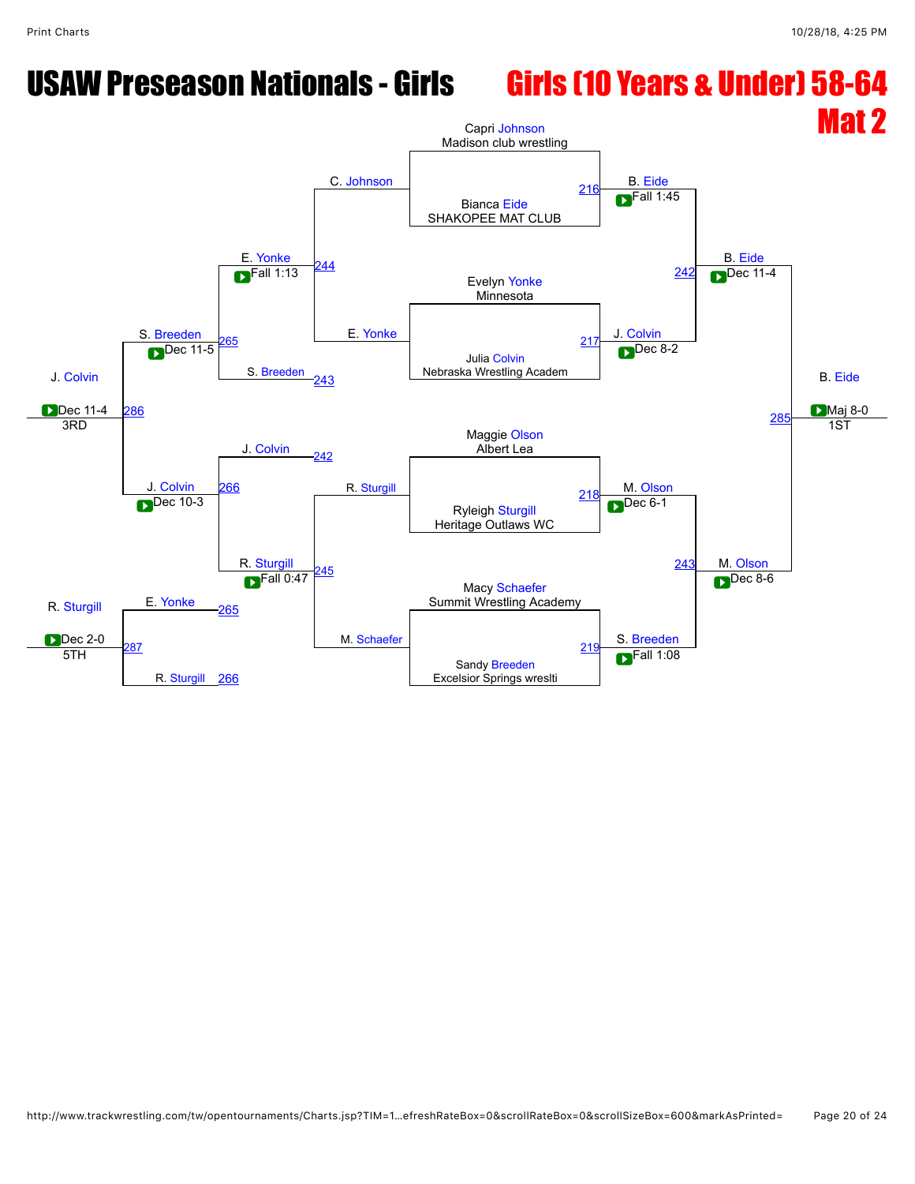# USAW Preseason Nationals - Girls

## Girls (10 Years & Under) 58-64
## Mat 2

### Championship Bracket

**Quarterfinals**

- Capri Johnson (Madison club wrestling) vs. Bianca Eide (SHAKOPEE MAT CLUB) — Match 216 — B. Eide, Fall 1:45
- Evelyn Yonke (Minnesota) vs. Julia Colvin (Nebraska Wrestling Academ) — Match 217 — J. Colvin, Dec 8-2
- Maggie Olson (Albert Lea) vs. Ryleigh Sturgill (Heritage Outlaws WC) — Match 218 — M. Olson, Dec 6-1
- Macy Schaefer (Summit Wrestling Academy) vs. Sandy Breeden (Excelsior Springs wreslti) — Match 219 — S. Breeden, Fall 1:08

**Semifinals**

- B. Eide vs. J. Colvin — Match 242 — B. Eide, Dec 11-4
- M. Olson vs. S. Breeden — Match 243 — M. Olson, Dec 8-6

**Final**

- B. Eide vs. M. Olson — Match 285 — B. Eide, Maj 8-0 — 1ST

### Consolation Bracket

- C. Johnson vs. E. Yonke — Match 244 — E. Yonke, Fall 1:13
- R. Sturgill vs. M. Schaefer — Match 245 — R. Sturgill, Fall 0:47
- E. Yonke vs. S. Breeden (243) — Match 265 — S. Breeden, Dec 11-5
- J. Colvin (242) vs. R. Sturgill — Match 266 — J. Colvin, Dec 10-3
- S. Breeden vs. J. Colvin — Match 286 — J. Colvin, Dec 11-4 — 3RD
- E. Yonke (265) vs. R. Sturgill (266) — Match 287 — R. Sturgill, Dec 2-0 — 5TH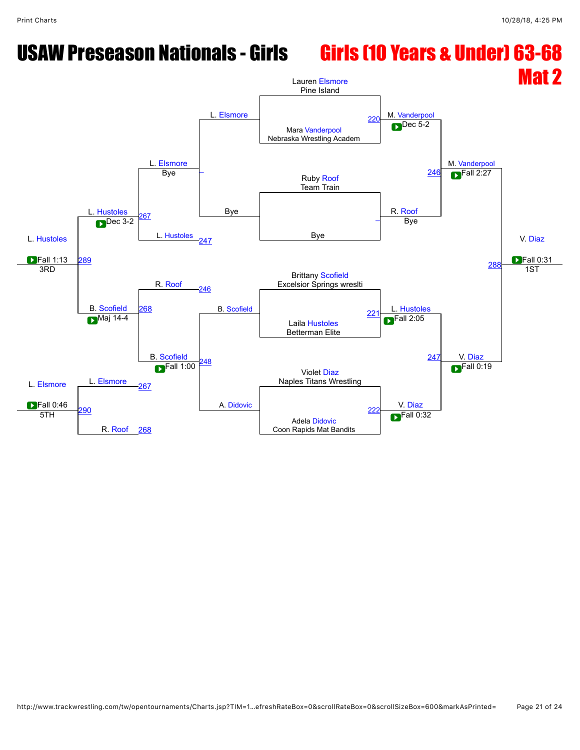# USAW Preseason Nationals - Girls

## Girls (10 Years & Under) 63-68

## Mat 2

### Championship Bracket

**First Round**

- Lauren Elsmore (Pine Island) vs. Mara Vanderpool (Nebraska Wrestling Academem) — Match 220 — M. Vanderpool, Dec 5-2
- Ruby Roof (Team Train) vs. Bye — R. Roof, Bye
- Brittany Scofield (Excelsior Springs wreslti) vs. Laila Hustoles (Betterman Elite) — Match 221 — L. Hustoles, Fall 2:05
- Violet Diaz (Naples Titans Wrestling) vs. Adela Didovic (Coon Rapids Mat Bandits) — Match 222 — V. Diaz, Fall 0:32

**Semifinals**

- M. Vanderpool vs. R. Roof — Match 246 — M. Vanderpool, Fall 2:27
- L. Hustoles vs. V. Diaz — Match 247 — V. Diaz, Fall 0:19

**Final**

- M. Vanderpool vs. V. Diaz — Match 288 — V. Diaz, Fall 0:31 — 1ST

### Consolation Bracket

**Consolation Round 1**

- L. Elsmore vs. Bye — L. Elsmore, Bye
- B. Scofield vs. A. Didovic — Match 248 — B. Scofield, Fall 1:00

**Consolation Round 2**

- L. Elsmore vs. L. Hustoles (247) — Match 267 — L. Hustoles, Dec 3-2
- R. Roof (246) vs. B. Scofield — Match 268 — B. Scofield, Maj 14-4

**3rd Place**

- L. Hustoles vs. B. Scofield — Match 289 — L. Hustoles, Fall 1:13 — 3RD

**5th Place**

- L. Elsmore (267) vs. R. Roof (268) — Match 290 — L. Elsmore, Fall 0:46 — 5TH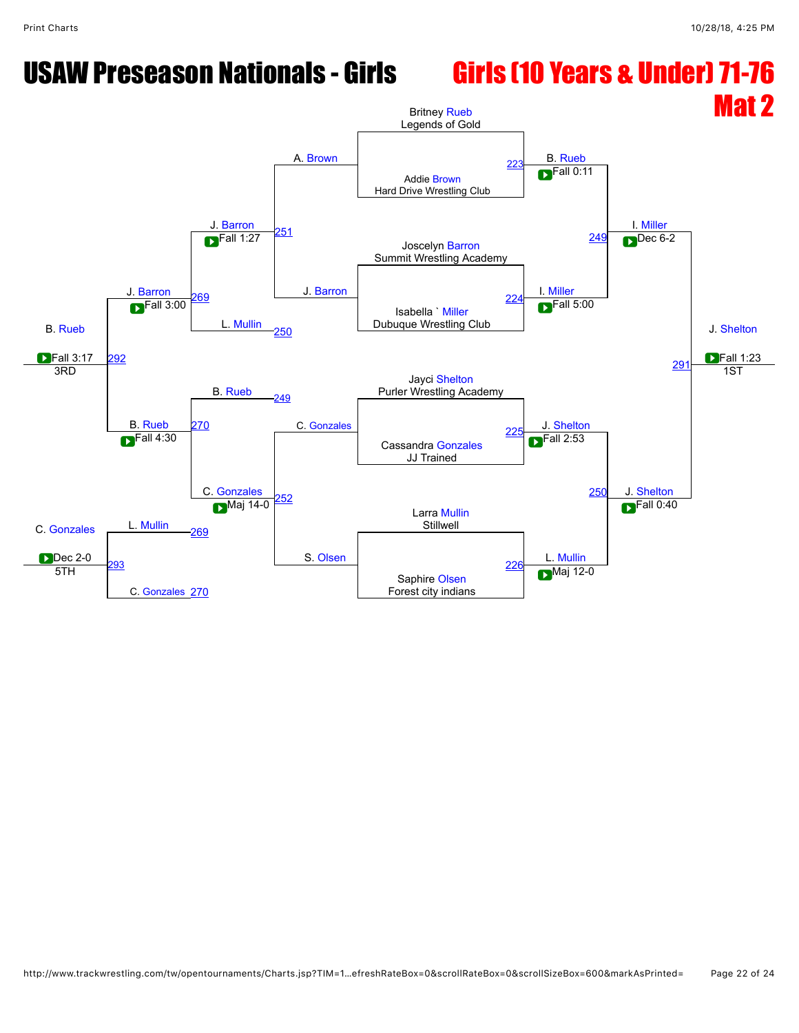# USAW Preseason Nationals - Girls

## Girls (10 Years & Under) 71-76

## Mat 2

### Championship Bracket

**Quarterfinals**

- Match 223: Britney Rueb (Legends of Gold) vs Addie Brown (Hard Drive Wrestling Club) — B. Rueb, Fall 0:11
- Match 224: Joscelyn Barron (Summit Wrestling Academy) vs Isabella ` Miller (Dubuque Wrestling Club) — I. Miller, Fall 5:00
- Match 225: Jayci Shelton (Purler Wrestling Academy) vs Cassandra Gonzales (JJ Trained) — J. Shelton, Fall 2:53
- Match 226: Larra Mullin (Stillwell) vs Saphire Olsen (Forest city indians) — L. Mullin, Maj 12-0

**Semifinals**

- Match 249: B. Rueb vs I. Miller — I. Miller, Dec 6-2
- Match 250: J. Shelton vs L. Mullin — J. Shelton, Fall 0:40

**Final**

- Match 291: I. Miller vs J. Shelton — J. Shelton, Fall 1:23 — 1ST

### Consolation Bracket

- Match 251: A. Brown vs J. Barron — J. Barron, Fall 1:27
- Match 252: C. Gonzales vs S. Olsen — C. Gonzales, Maj 14-0
- Match 269: J. Barron vs L. Mullin — J. Barron, Fall 3:00
- Match 270: B. Rueb vs C. Gonzales — B. Rueb, Fall 4:30
- Match 292: J. Barron vs B. Rueb — B. Rueb, Fall 3:17 — 3RD
- Match 293: L. Mullin vs C. Gonzales — C. Gonzales, Dec 2-0 — 5TH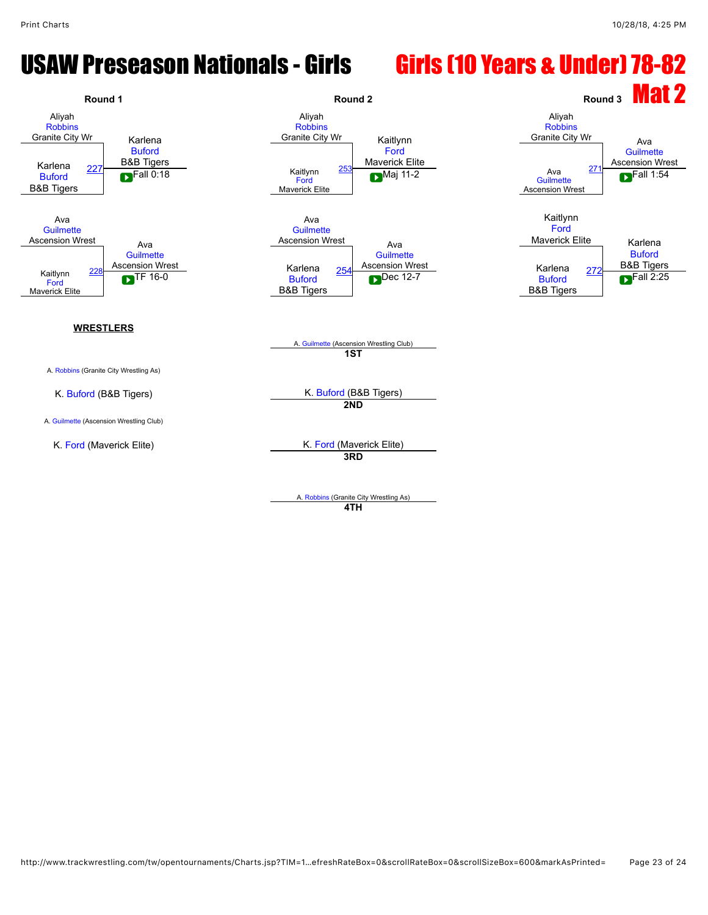# USAW Preseason Nationals - Girls

## Girls (10 Years & Under) 78-82

## Mat 2

### Round 1

| Match | Wrestler 1 | Wrestler 2 | Winner | Result |
|---|---|---|---|---|
| 227 | Aliyah Robbins (Granite City Wr) | Karlena Buford (B&B Tigers) | Karlena Buford (B&B Tigers) | Fall 0:18 |
| 228 | Ava Guilmette (Ascension Wrest) | Kaitlynn Ford (Maverick Elite) | Ava Guilmette (Ascension Wrest) | TF 16-0 |

### Round 2

| Match | Wrestler 1 | Wrestler 2 | Winner | Result |
|---|---|---|---|---|
| 253 | Aliyah Robbins (Granite City Wr) | Kaitlynn Ford (Maverick Elite) | Kaitlynn Ford (Maverick Elite) | Maj 11-2 |
| 254 | Ava Guilmette (Ascension Wrest) | Karlena Buford (B&B Tigers) | Ava Guilmette (Ascension Wrest) | Dec 12-7 |

### Round 3

| Match | Wrestler 1 | Wrestler 2 | Winner | Result |
|---|---|---|---|---|
| 271 | Aliyah Robbins (Granite City Wr) | Ava Guilmette (Ascension Wrest) | Ava Guilmette (Ascension Wrest) | Fall 1:54 |
| 272 | Kaitlynn Ford (Maverick Elite) | Karlena Buford (B&B Tigers) | Karlena Buford (B&B Tigers) | Fall 2:25 |

**WRESTLERS**

- A. Robbins (Granite City Wrestling As)
- K. Buford (B&B Tigers)
- A. Guilmette (Ascension Wrestling Club)
- K. Ford (Maverick Elite)

**Placements**

- **1ST**: A. Guilmette (Ascension Wrestling Club)
- **2ND**: K. Buford (B&B Tigers)
- **3RD**: K. Ford (Maverick Elite)
- **4TH**: A. Robbins (Granite City Wrestling As)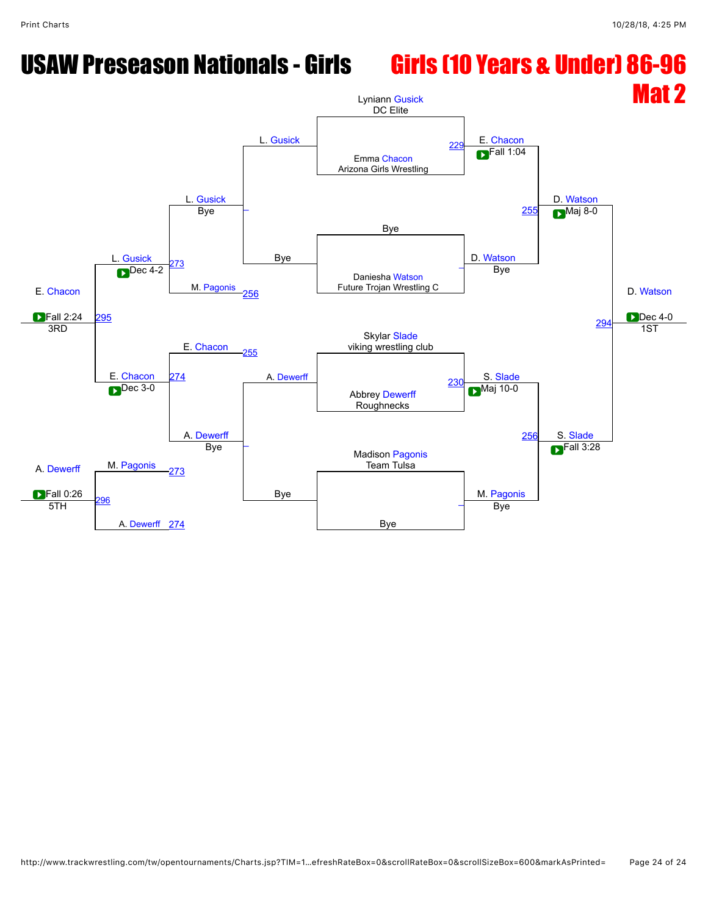# USAW Preseason Nationals - Girls

## Girls (10 Years & Under) 86-96

## Mat 2

Lyniann Gusick
DC Elite

Emma Chacon
Arizona Girls Wrestling

229

E. Chacon
Fall 1:04

Bye

Daniesha Watson
Future Trojan Wrestling C

D. Watson
Bye

255

D. Watson
Maj 8-0

Skylar Slade
viking wrestling club

Abbrey Dewerff
Roughnecks

230

S. Slade
Maj 10-0

Madison Pagonis
Team Tulsa

Bye

M. Pagonis
Bye

256

S. Slade
Fall 3:28

294

D. Watson
Dec 4-0
1ST

L. Gusick

Bye

L. Gusick
Bye

M. Pagonis 256

273

L. Gusick
Dec 4-2

E. Chacon 255

A. Dewerff

Bye

A. Dewerff
Bye

274

E. Chacon
Dec 3-0

295

E. Chacon
Fall 2:24
3RD

M. Pagonis 273

A. Dewerff 274

296

A. Dewerff
Fall 0:26
5TH